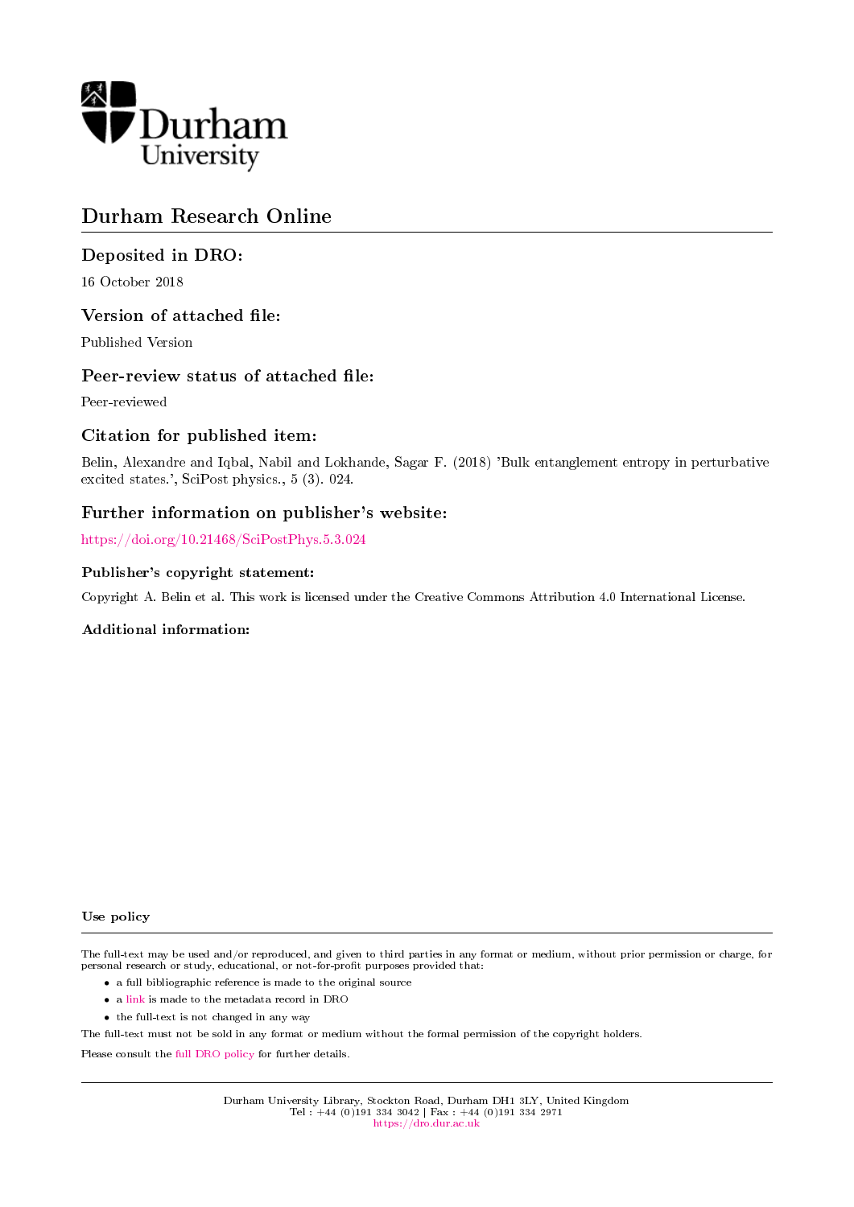Durham University

# Durham Research Online

## Deposited in DRO:

16 October 2018

## Version of attached file:

Published Version

## Peer-review status of attached file:

Peer-reviewed

## Citation for published item:

Belin, Alexandre and Iqbal, Nabil and Lokhande, Sagar F. (2018) 'Bulk entanglement entropy in perturbative excited states.', SciPost physics., 5 (3). 024.

## Further information on publisher's website:

https://doi.org/10.21468/SciPostPhys.5.3.024

### Publisher's copyright statement:

Copyright A. Belin et al. This work is licensed under the Creative Commons Attribution 4.0 International License.

### Additional information:

### Use policy

The full-text may be used and/or reproduced, and given to third parties in any format or medium, without prior permission or charge, for personal research or study, educational, or not-for-profit purposes provided that:

- a full bibliographic reference is made to the original source
- a link is made to the metadata record in DRO
- the full-text is not changed in any way

The full-text must not be sold in any format or medium without the formal permission of the copyright holders.

Please consult the full DRO policy for further details.

Durham University Library, Stockton Road, Durham DH1 3LY, United Kingdom
Tel : +44 (0)191 334 3042 | Fax : +44 (0)191 334 2971
https://dro.dur.ac.uk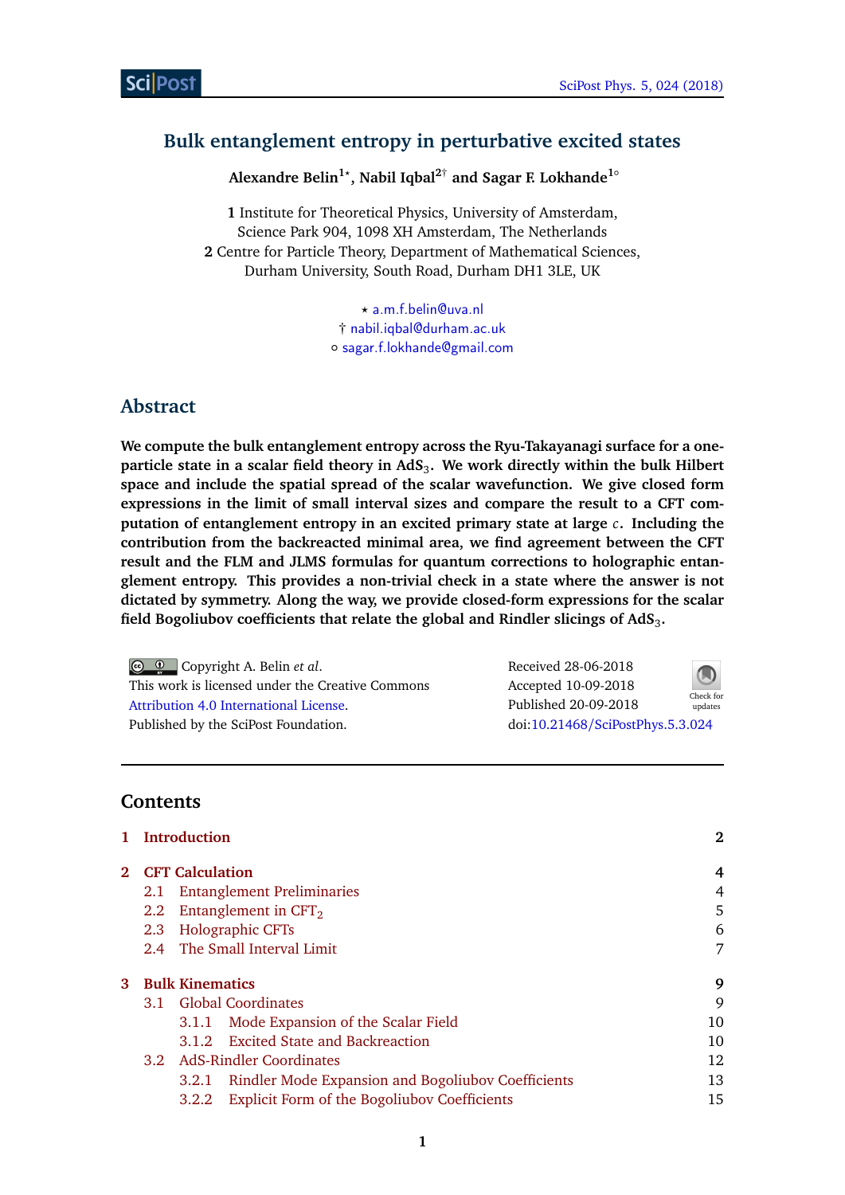# Bulk entanglement entropy in perturbative excited states

**Alexandre Belin[1⋆], Nabil Iqbal[2†] and Sagar F. Lokhande[1∘]**

**1** Institute for Theoretical Physics, University of Amsterdam, Science Park 904, 1098 XH Amsterdam, The Netherlands

**2** Centre for Particle Theory, Department of Mathematical Sciences, Durham University, South Road, Durham DH1 3LE, UK

⋆ a.m.f.belin@uva.nl
† nabil.iqbal@durham.ac.uk
∘ sagar.f.lokhande@gmail.com

## Abstract

**We compute the bulk entanglement entropy across the Ryu-Takayanagi surface for a one-particle state in a scalar field theory in $\mathrm{AdS}_3$. We work directly within the bulk Hilbert space and include the spatial spread of the scalar wavefunction. We give closed form expressions in the limit of small interval sizes and compare the result to a CFT computation of entanglement entropy in an excited primary state at large $c$. Including the contribution from the backreacted minimal area, we find agreement between the CFT result and the FLM and JLMS formulas for quantum corrections to holographic entanglement entropy. This provides a non-trivial check in a state where the answer is not dictated by symmetry. Along the way, we provide closed-form expressions for the scalar field Bogoliubov coefficients that relate the global and Rindler slicings of $\mathrm{AdS}_3$.**

Copyright A. Belin *et al*.
This work is licensed under the Creative Commons Attribution 4.0 International License.
Published by the SciPost Foundation.

Received 28-06-2018
Accepted 10-09-2018
Published 20-09-2018
doi:10.21468/SciPostPhys.5.3.024

## Contents

- **1 Introduction** — 2
- **2 CFT Calculation** — 4
  - 2.1 Entanglement Preliminaries — 4
  - 2.2 Entanglement in $\mathrm{CFT}_2$ — 5
  - 2.3 Holographic CFTs — 6
  - 2.4 The Small Interval Limit — 7
- **3 Bulk Kinematics** — 9
  - 3.1 Global Coordinates — 9
    - 3.1.1 Mode Expansion of the Scalar Field — 10
    - 3.1.2 Excited State and Backreaction — 10
  - 3.2 AdS-Rindler Coordinates — 12
    - 3.2.1 Rindler Mode Expansion and Bogoliubov Coefficients — 13
    - 3.2.2 Explicit Form of the Bogoliubov Coefficients — 15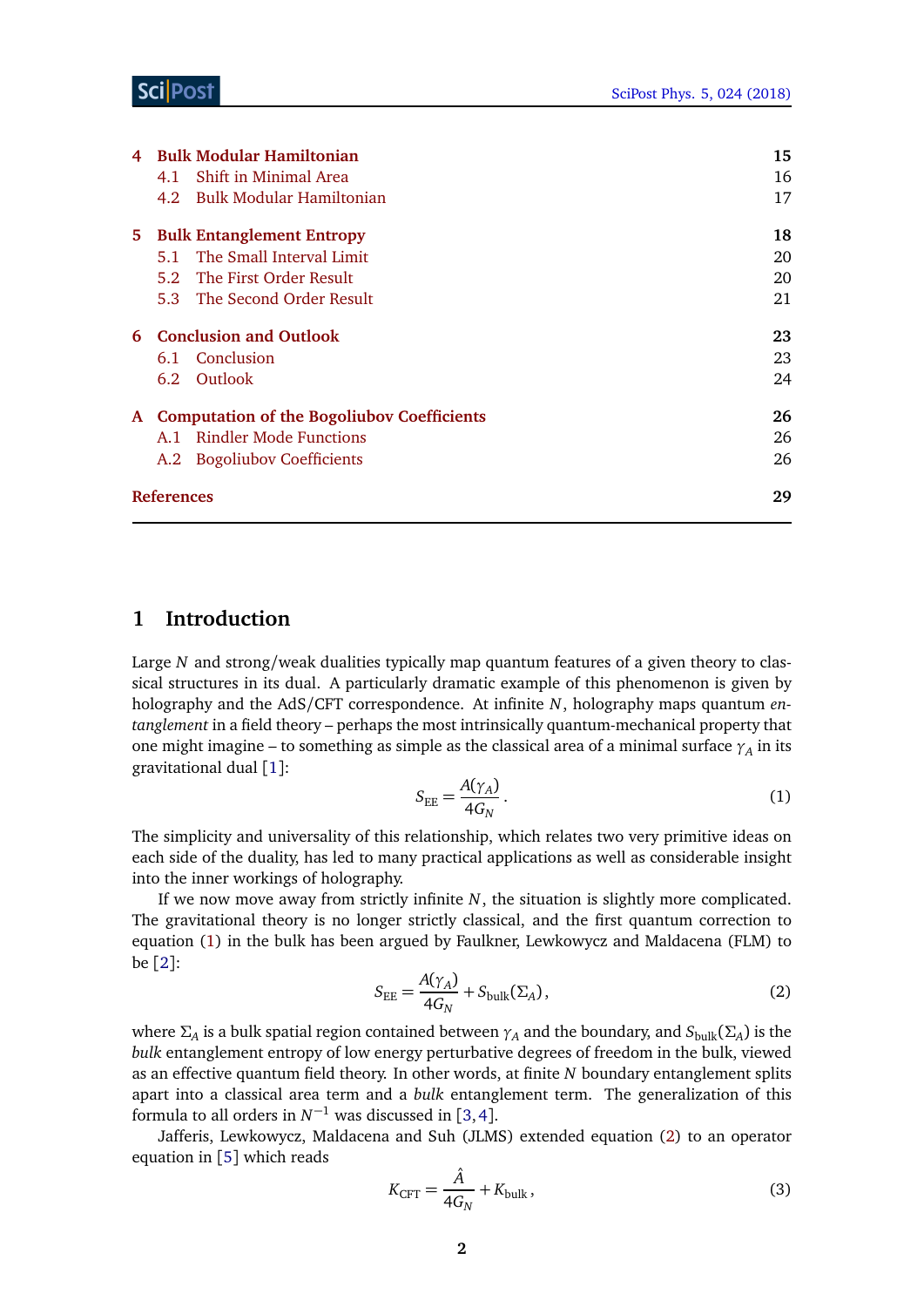| | | |
|---|---|---|
| **4** | **Bulk Modular Hamiltonian** | **15** |
| 4.1 | Shift in Minimal Area | 16 |
| 4.2 | Bulk Modular Hamiltonian | 17 |
| **5** | **Bulk Entanglement Entropy** | **18** |
| 5.1 | The Small Interval Limit | 20 |
| 5.2 | The First Order Result | 20 |
| 5.3 | The Second Order Result | 21 |
| **6** | **Conclusion and Outlook** | **23** |
| 6.1 | Conclusion | 23 |
| 6.2 | Outlook | 24 |
| **A** | **Computation of the Bogoliubov Coefficients** | **26** |
| A.1 | Rindler Mode Functions | 26 |
| A.2 | Bogoliubov Coefficients | 26 |
| **References** | | **29** |

## 1 Introduction

Large $N$ and strong/weak dualities typically map quantum features of a given theory to classical structures in its dual. A particularly dramatic example of this phenomenon is given by holography and the AdS/CFT correspondence. At infinite $N$, holography maps quantum *entanglement* in a field theory – perhaps the most intrinsically quantum-mechanical property that one might imagine – to something as simple as the classical area of a minimal surface $\gamma_A$ in its gravitational dual [1]:

$$S_{\rm EE} = \frac{A(\gamma_A)}{4G_N}\,. \tag{1}$$

The simplicity and universality of this relationship, which relates two very primitive ideas on each side of the duality, has led to many practical applications as well as considerable insight into the inner workings of holography.

If we now move away from strictly infinite $N$, the situation is slightly more complicated. The gravitational theory is no longer strictly classical, and the first quantum correction to equation (1) in the bulk has been argued by Faulkner, Lewkowycz and Maldacena (FLM) to be [2]:

$$S_{\rm EE} = \frac{A(\gamma_A)}{4G_N} + S_{\rm bulk}(\Sigma_A)\,, \tag{2}$$

where $\Sigma_A$ is a bulk spatial region contained between $\gamma_A$ and the boundary, and $S_{\rm bulk}(\Sigma_A)$ is the *bulk* entanglement entropy of low energy perturbative degrees of freedom in the bulk, viewed as an effective quantum field theory. In other words, at finite $N$ boundary entanglement splits apart into a classical area term and a *bulk* entanglement term. The generalization of this formula to all orders in $N^{-1}$ was discussed in [3,4].

Jafferis, Lewkowycz, Maldacena and Suh (JLMS) extended equation (2) to an operator equation in [5] which reads

$$K_{\rm CFT} = \frac{\hat{A}}{4G_N} + K_{\rm bulk}\,, \tag{3}$$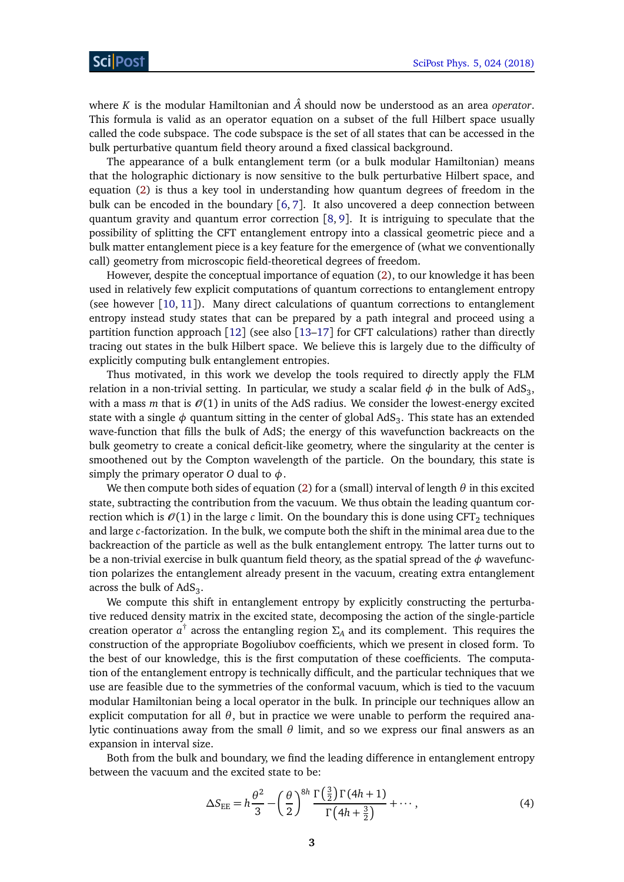where $K$ is the modular Hamiltonian and $\hat{A}$ should now be understood as an area *operator*. This formula is valid as an operator equation on a subset of the full Hilbert space usually called the code subspace. The code subspace is the set of all states that can be accessed in the bulk perturbative quantum field theory around a fixed classical background.

The appearance of a bulk entanglement term (or a bulk modular Hamiltonian) means that the holographic dictionary is now sensitive to the bulk perturbative Hilbert space, and equation (2) is thus a key tool in understanding how quantum degrees of freedom in the bulk can be encoded in the boundary [6, 7]. It also uncovered a deep connection between quantum gravity and quantum error correction [8, 9]. It is intriguing to speculate that the possibility of splitting the CFT entanglement entropy into a classical geometric piece and a bulk matter entanglement piece is a key feature for the emergence of (what we conventionally call) geometry from microscopic field-theoretical degrees of freedom.

However, despite the conceptual importance of equation (2), to our knowledge it has been used in relatively few explicit computations of quantum corrections to entanglement entropy (see however [10, 11]). Many direct calculations of quantum corrections to entanglement entropy instead study states that can be prepared by a path integral and proceed using a partition function approach [12] (see also [13–17] for CFT calculations) rather than directly tracing out states in the bulk Hilbert space. We believe this is largely due to the difficulty of explicitly computing bulk entanglement entropies.

Thus motivated, in this work we develop the tools required to directly apply the FLM relation in a non-trivial setting. In particular, we study a scalar field $\phi$ in the bulk of $\text{AdS}_3$, with a mass $m$ that is $\mathcal{O}(1)$ in units of the AdS radius. We consider the lowest-energy excited state with a single $\phi$ quantum sitting in the center of global $\text{AdS}_3$. This state has an extended wave-function that fills the bulk of AdS; the energy of this wavefunction backreacts on the bulk geometry to create a conical deficit-like geometry, where the singularity at the center is smoothened out by the Compton wavelength of the particle. On the boundary, this state is simply the primary operator $O$ dual to $\phi$.

We then compute both sides of equation (2) for a (small) interval of length $\theta$ in this excited state, subtracting the contribution from the vacuum. We thus obtain the leading quantum correction which is $\mathcal{O}(1)$ in the large $c$ limit. On the boundary this is done using $\text{CFT}_2$ techniques and large $c$-factorization. In the bulk, we compute both the shift in the minimal area due to the backreaction of the particle as well as the bulk entanglement entropy. The latter turns out to be a non-trivial exercise in bulk quantum field theory, as the spatial spread of the $\phi$ wavefunction polarizes the entanglement already present in the vacuum, creating extra entanglement across the bulk of $\text{AdS}_3$.

We compute this shift in entanglement entropy by explicitly constructing the perturbative reduced density matrix in the excited state, decomposing the action of the single-particle creation operator $a^\dagger$ across the entangling region $\Sigma_A$ and its complement. This requires the construction of the appropriate Bogoliubov coefficients, which we present in closed form. To the best of our knowledge, this is the first computation of these coefficients. The computation of the entanglement entropy is technically difficult, and the particular techniques that we use are feasible due to the symmetries of the conformal vacuum, which is tied to the vacuum modular Hamiltonian being a local operator in the bulk. In principle our techniques allow an explicit computation for all $\theta$, but in practice we were unable to perform the required analytic continuations away from the small $\theta$ limit, and so we express our final answers as an expansion in interval size.

Both from the bulk and boundary, we find the leading difference in entanglement entropy between the vacuum and the excited state to be:

$$\Delta S_{\text{EE}} = h\frac{\theta^2}{3} - \left(\frac{\theta}{2}\right)^{8h} \frac{\Gamma\left(\frac{3}{2}\right)\Gamma(4h+1)}{\Gamma\left(4h+\frac{3}{2}\right)} + \cdots, \tag{4}$$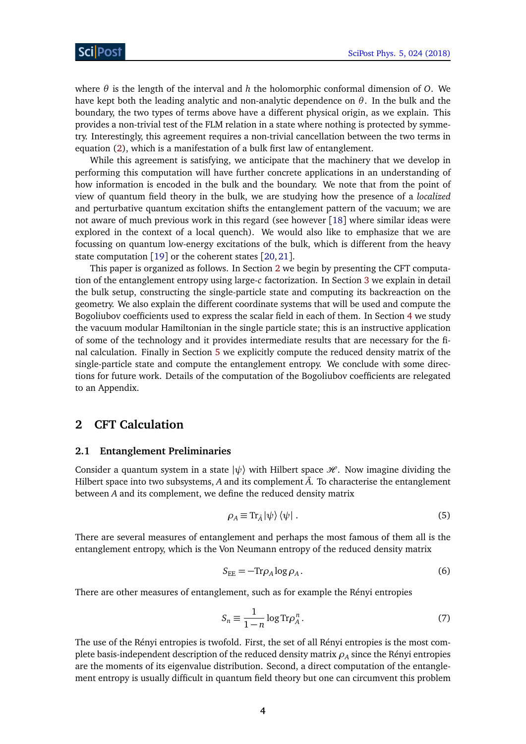where $\theta$ is the length of the interval and $h$ the holomorphic conformal dimension of $O$. We have kept both the leading analytic and non-analytic dependence on $\theta$. In the bulk and the boundary, the two types of terms above have a different physical origin, as we explain. This provides a non-trivial test of the FLM relation in a state where nothing is protected by symmetry. Interestingly, this agreement requires a non-trivial cancellation between the two terms in equation (2), which is a manifestation of a bulk first law of entanglement.

While this agreement is satisfying, we anticipate that the machinery that we develop in performing this computation will have further concrete applications in an understanding of how information is encoded in the bulk and the boundary. We note that from the point of view of quantum field theory in the bulk, we are studying how the presence of a *localized* and perturbative quantum excitation shifts the entanglement pattern of the vacuum; we are not aware of much previous work in this regard (see however [18] where similar ideas were explored in the context of a local quench). We would also like to emphasize that we are focussing on quantum low-energy excitations of the bulk, which is different from the heavy state computation [19] or the coherent states [20, 21].

This paper is organized as follows. In Section 2 we begin by presenting the CFT computation of the entanglement entropy using large-$c$ factorization. In Section 3 we explain in detail the bulk setup, constructing the single-particle state and computing its backreaction on the geometry. We also explain the different coordinate systems that will be used and compute the Bogoliubov coefficients used to express the scalar field in each of them. In Section 4 we study the vacuum modular Hamiltonian in the single particle state; this is an instructive application of some of the technology and it provides intermediate results that are necessary for the final calculation. Finally in Section 5 we explicitly compute the reduced density matrix of the single-particle state and compute the entanglement entropy. We conclude with some directions for future work. Details of the computation of the Bogoliubov coefficients are relegated to an Appendix.

## 2 CFT Calculation

### 2.1 Entanglement Preliminaries

Consider a quantum system in a state $|\psi\rangle$ with Hilbert space $\mathscr{H}$. Now imagine dividing the Hilbert space into two subsystems, $A$ and its complement $\bar{A}$. To characterise the entanglement between $A$ and its complement, we define the reduced density matrix

$$\rho_A \equiv \mathrm{Tr}_{\bar{A}} |\psi\rangle\langle\psi| \,. \tag{5}$$

There are several measures of entanglement and perhaps the most famous of them all is the entanglement entropy, which is the Von Neumann entropy of the reduced density matrix

$$S_{\mathrm{EE}} = -\mathrm{Tr}\rho_A \log \rho_A \,. \tag{6}$$

There are other measures of entanglement, such as for example the Rényi entropies

$$S_n \equiv \frac{1}{1-n} \log \mathrm{Tr}\rho_A^n \,. \tag{7}$$

The use of the Rényi entropies is twofold. First, the set of all Rényi entropies is the most complete basis-independent description of the reduced density matrix $\rho_A$ since the Rényi entropies are the moments of its eigenvalue distribution. Second, a direct computation of the entanglement entropy is usually difficult in quantum field theory but one can circumvent this problem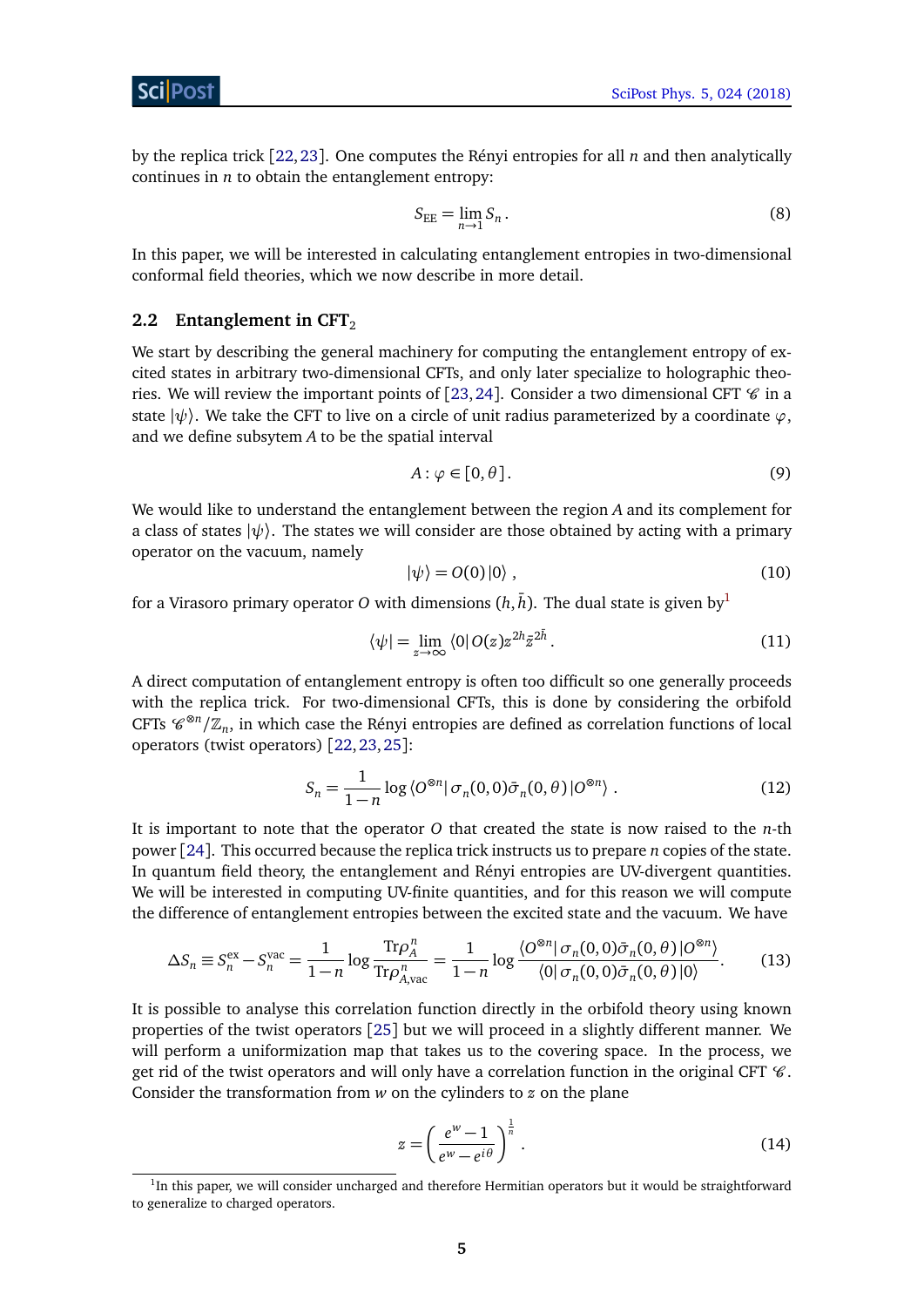by the replica trick [22, 23]. One computes the Rényi entropies for all $n$ and then analytically continues in $n$ to obtain the entanglement entropy:

$$S_{\rm EE} = \lim_{n\to 1} S_n \,. \tag{8}$$

In this paper, we will be interested in calculating entanglement entropies in two-dimensional conformal field theories, which we now describe in more detail.

### 2.2 Entanglement in CFT$_2$

We start by describing the general machinery for computing the entanglement entropy of excited states in arbitrary two-dimensional CFTs, and only later specialize to holographic theories. We will review the important points of [23, 24]. Consider a two dimensional CFT $\mathscr{C}$ in a state $|\psi\rangle$. We take the CFT to live on a circle of unit radius parameterized by a coordinate $\varphi$, and we define subsytem $A$ to be the spatial interval

$$A : \varphi \in [0, \theta] \,. \tag{9}$$

We would like to understand the entanglement between the region $A$ and its complement for a class of states $|\psi\rangle$. The states we will consider are those obtained by acting with a primary operator on the vacuum, namely

$$|\psi\rangle = O(0)\,|0\rangle \,, \tag{10}$$

for a Virasoro primary operator $O$ with dimensions $(h, \bar{h})$. The dual state is given by[1]

$$\langle\psi| = \lim_{z\to\infty} \langle 0|\, O(z) z^{2h} \bar{z}^{2\bar{h}} \,. \tag{11}$$

A direct computation of entanglement entropy is often too difficult so one generally proceeds with the replica trick. For two-dimensional CFTs, this is done by considering the orbifold CFTs $\mathscr{C}^{\otimes n}/\mathbb{Z}_n$, in which case the Rényi entropies are defined as correlation functions of local operators (twist operators) [22, 23, 25]:

$$S_n = \frac{1}{1-n} \log \langle O^{\otimes n}|\, \sigma_n(0,0)\bar{\sigma}_n(0,\theta)\, |O^{\otimes n}\rangle \,. \tag{12}$$

It is important to note that the operator $O$ that created the state is now raised to the $n$-th power [24]. This occurred because the replica trick instructs us to prepare $n$ copies of the state. In quantum field theory, the entanglement and Rényi entropies are UV-divergent quantities. We will be interested in computing UV-finite quantities, and for this reason we will compute the difference of entanglement entropies between the excited state and the vacuum. We have

$$\Delta S_n \equiv S_n^{\rm ex} - S_n^{\rm vac} = \frac{1}{1-n} \log \frac{{\rm Tr}\rho_A^n}{{\rm Tr}\rho_{A,{\rm vac}}^n} = \frac{1}{1-n} \log \frac{\langle O^{\otimes n}|\, \sigma_n(0,0)\bar{\sigma}_n(0,\theta)\, |O^{\otimes n}\rangle}{\langle 0|\, \sigma_n(0,0)\bar{\sigma}_n(0,\theta)\, |0\rangle} \,. \tag{13}$$

It is possible to analyse this correlation function directly in the orbifold theory using known properties of the twist operators [25] but we will proceed in a slightly different manner. We will perform a uniformization map that takes us to the covering space. In the process, we get rid of the twist operators and will only have a correlation function in the original CFT $\mathscr{C}$. Consider the transformation from $w$ on the cylinders to $z$ on the plane

$$z = \left( \frac{e^w - 1}{e^w - e^{i\theta}} \right)^{\frac{1}{n}} \,. \tag{14}$$

[1] In this paper, we will consider uncharged and therefore Hermitian operators but it would be straightforward to generalize to charged operators.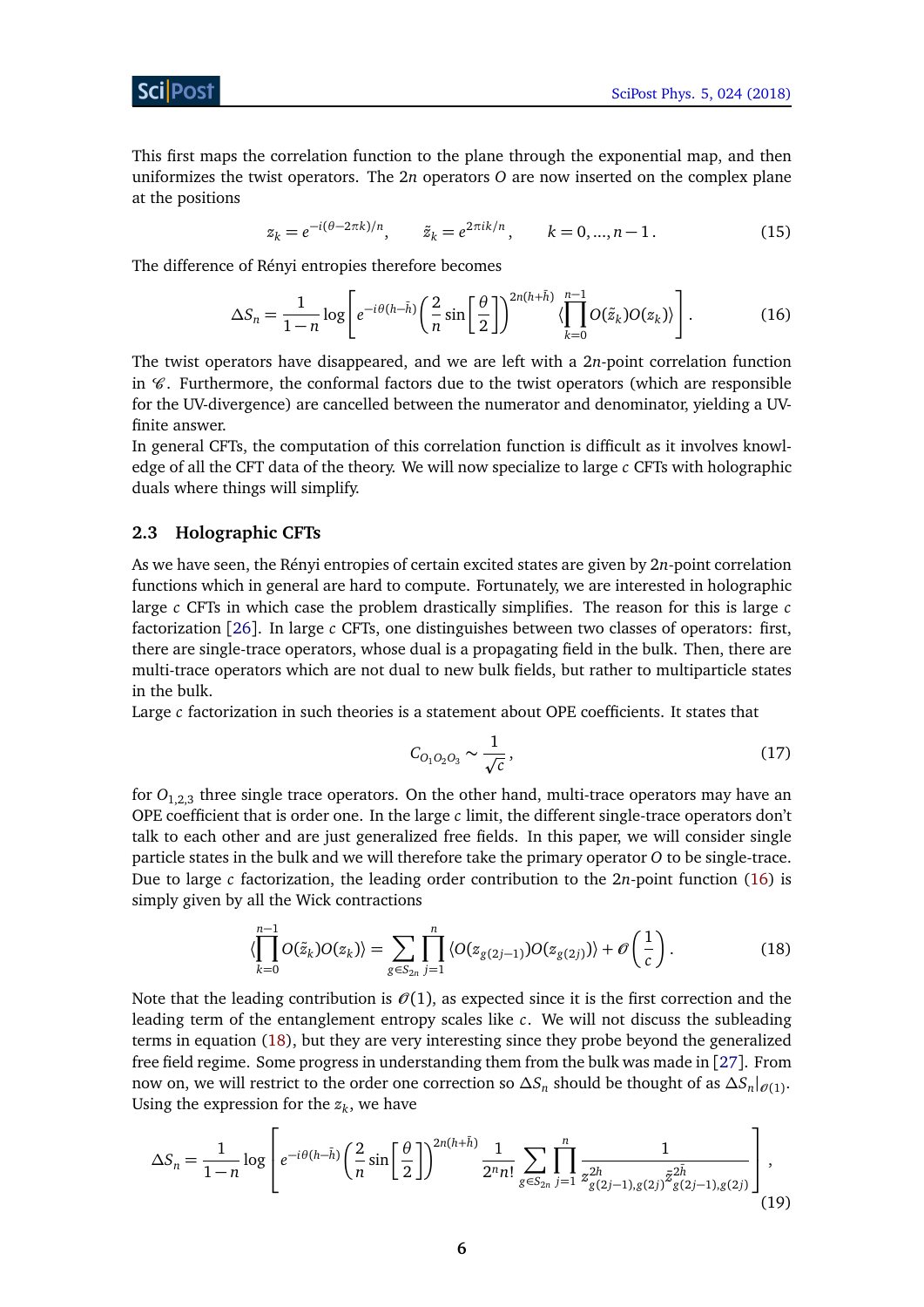This first maps the correlation function to the plane through the exponential map, and then uniformizes the twist operators. The $2n$ operators $O$ are now inserted on the complex plane at the positions

$$z_k = e^{-i(\theta - 2\pi k)/n}, \qquad \tilde{z}_k = e^{2\pi i k/n}, \qquad k = 0, \ldots, n-1\,. \tag{15}$$

The difference of Rényi entropies therefore becomes

$$\Delta S_n = \frac{1}{1-n} \log\left[ e^{-i\theta(h-\bar{h})} \left(\frac{2}{n}\sin\left[\frac{\theta}{2}\right]\right)^{2n(h+\bar{h})} \langle \prod_{k=0}^{n-1} O(\tilde{z}_k) O(z_k) \rangle \right]. \tag{16}$$

The twist operators have disappeared, and we are left with a $2n$-point correlation function in $\mathscr{C}$. Furthermore, the conformal factors due to the twist operators (which are responsible for the UV-divergence) are cancelled between the numerator and denominator, yielding a UV-finite answer.

In general CFTs, the computation of this correlation function is difficult as it involves knowledge of all the CFT data of the theory. We will now specialize to large $c$ CFTs with holographic duals where things will simplify.

### 2.3 Holographic CFTs

As we have seen, the Rényi entropies of certain excited states are given by $2n$-point correlation functions which in general are hard to compute. Fortunately, we are interested in holographic large $c$ CFTs in which case the problem drastically simplifies. The reason for this is large $c$ factorization [26]. In large $c$ CFTs, one distinguishes between two classes of operators: first, there are single-trace operators, whose dual is a propagating field in the bulk. Then, there are multi-trace operators which are not dual to new bulk fields, but rather to multiparticle states in the bulk.

Large $c$ factorization in such theories is a statement about OPE coefficients. It states that

$$C_{O_1 O_2 O_3} \sim \frac{1}{\sqrt{c}}\,, \tag{17}$$

for $O_{1,2,3}$ three single trace operators. On the other hand, multi-trace operators may have an OPE coefficient that is order one. In the large $c$ limit, the different single-trace operators don't talk to each other and are just generalized free fields. In this paper, we will consider single particle states in the bulk and we will therefore take the primary operator $O$ to be single-trace. Due to large $c$ factorization, the leading order contribution to the $2n$-point function (16) is simply given by all the Wick contractions

$$\langle \prod_{k=0}^{n-1} O(\tilde{z}_k) O(z_k) \rangle = \sum_{g \in S_{2n}} \prod_{j=1}^{n} \langle O(z_{g(2j-1)}) O(z_{g(2j)}) \rangle + \mathscr{O}\left(\frac{1}{c}\right). \tag{18}$$

Note that the leading contribution is $\mathscr{O}(1)$, as expected since it is the first correction and the leading term of the entanglement entropy scales like $c$. We will not discuss the subleading terms in equation (18), but they are very interesting since they probe beyond the generalized free field regime. Some progress in understanding them from the bulk was made in [27]. From now on, we will restrict to the order one correction so $\Delta S_n$ should be thought of as $\Delta S_n|_{\mathscr{O}(1)}$. Using the expression for the $z_k$, we have

$$\Delta S_n = \frac{1}{1-n} \log\left[ e^{-i\theta(h-\bar{h})} \left(\frac{2}{n}\sin\left[\frac{\theta}{2}\right]\right)^{2n(h+\bar{h})} \frac{1}{2^n n!} \sum_{g\in S_{2n}} \prod_{j=1}^{n} \frac{1}{z^{2h}_{g(2j-1),g(2j)} \bar{z}^{2\bar{h}}_{g(2j-1),g(2j)}} \right], \tag{19}$$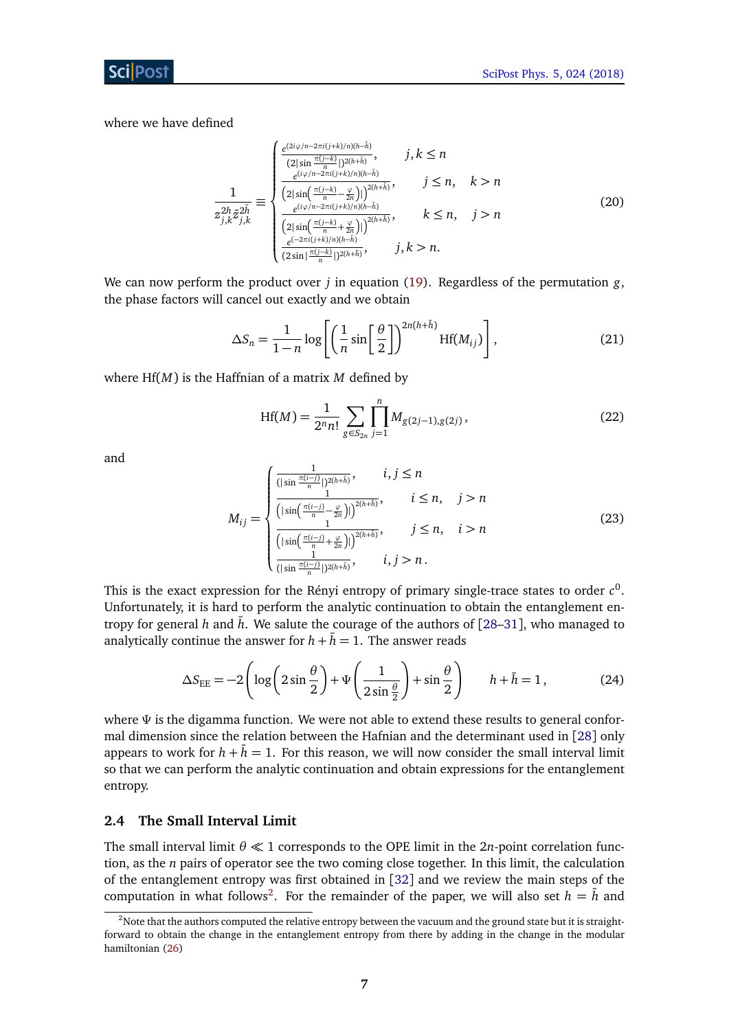where we have defined

$$
\frac{1}{z_{j,k}^{2h}\bar{z}_{j,k}^{2\bar{h}}} \equiv \begin{cases} \frac{e^{(2i\varphi/n-2\pi i(j+k)/n)(h-\bar{h})}}{(2|\sin\frac{\pi(j-k)}{n}|)^{2(h+\bar{h})}}, & j,k\leq n \\ \frac{e^{(i\varphi/n-2\pi i(j+k)/n)(h-\bar{h})}}{\left(2|\sin\left(\frac{\pi(j-k)}{n}-\frac{\varphi}{2n}\right)|\right)^{2(h+\bar{h})}}, & j\leq n, \quad k>n \\ \frac{e^{(i\varphi/n-2\pi i(j+k)/n)(h-\bar{h})}}{\left(2|\sin\left(\frac{\pi(j-k)}{n}+\frac{\varphi}{2n}\right)|\right)^{2(h+\bar{h})}}, & k\leq n, \quad j>n \\ \frac{e^{(-2\pi i(j+k)/n)(h-\bar{h})}}{(2\sin|\frac{\pi(j-k)}{n}|)^{2(h+\bar{h})}}, & j,k>n. \end{cases} \tag{20}
$$

We can now perform the product over $j$ in equation (19). Regardless of the permutation $g$, the phase factors will cancel out exactly and we obtain

$$
\Delta S_n = \frac{1}{1-n}\log\left[\left(\frac{1}{n}\sin\left[\frac{\theta}{2}\right]\right)^{2n(h+\bar{h})}\mathrm{Hf}(M_{ij})\right], \tag{21}
$$

where $\mathrm{Hf}(M)$ is the Haffnian of a matrix $M$ defined by

$$
\mathrm{Hf}(M) = \frac{1}{2^n n!}\sum_{g\in S_{2n}}\prod_{j=1}^{n} M_{g(2j-1),g(2j)}, \tag{22}
$$

and

$$
M_{ij} = \begin{cases} \frac{1}{(|\sin\frac{\pi(i-j)}{n}|)^{2(h+\bar{h})}}, & i,j\leq n \\ \frac{1}{\left(|\sin\left(\frac{\pi(i-j)}{n}-\frac{\varphi}{2n}\right)|\right)^{2(h+\bar{h})}}, & i\leq n, \quad j>n \\ \frac{1}{\left(|\sin\left(\frac{\pi(i-j)}{n}+\frac{\varphi}{2n}\right)|\right)^{2(h+\bar{h})}}, & j\leq n, \quad i>n \\ \frac{1}{(|\sin\frac{\pi(i-j)}{n}|)^{2(h+\bar{h})}}, & i,j>n\,. \end{cases} \tag{23}
$$

This is the exact expression for the Rényi entropy of primary single-trace states to order $c^0$. Unfortunately, it is hard to perform the analytic continuation to obtain the entanglement entropy for general $h$ and $\bar{h}$. We salute the courage of the authors of [28–31], who managed to analytically continue the answer for $h+\bar{h}=1$. The answer reads

$$
\Delta S_{\mathrm{EE}} = -2\left(\log\left(2\sin\frac{\theta}{2}\right)+\Psi\left(\frac{1}{2\sin\frac{\theta}{2}}\right)+\sin\frac{\theta}{2}\right) \qquad h+\bar{h}=1\,, \tag{24}
$$

where $\Psi$ is the digamma function. We were not able to extend these results to general conformal dimension since the relation between the Hafnian and the determinant used in [28] only appears to work for $h+\bar{h}=1$. For this reason, we will now consider the small interval limit so that we can perform the analytic continuation and obtain expressions for the entanglement entropy.

### 2.4 The Small Interval Limit

The small interval limit $\theta \ll 1$ corresponds to the OPE limit in the $2n$-point correlation function, as the $n$ pairs of operator see the two coming close together. In this limit, the calculation of the entanglement entropy was first obtained in [32] and we review the main steps of the computation in what follows[2]. For the remainder of the paper, we will also set $h=\bar{h}$ and

[2] Note that the authors computed the relative entropy between the vacuum and the ground state but it is straightforward to obtain the change in the entanglement entropy from there by adding in the change in the modular hamiltonian (26)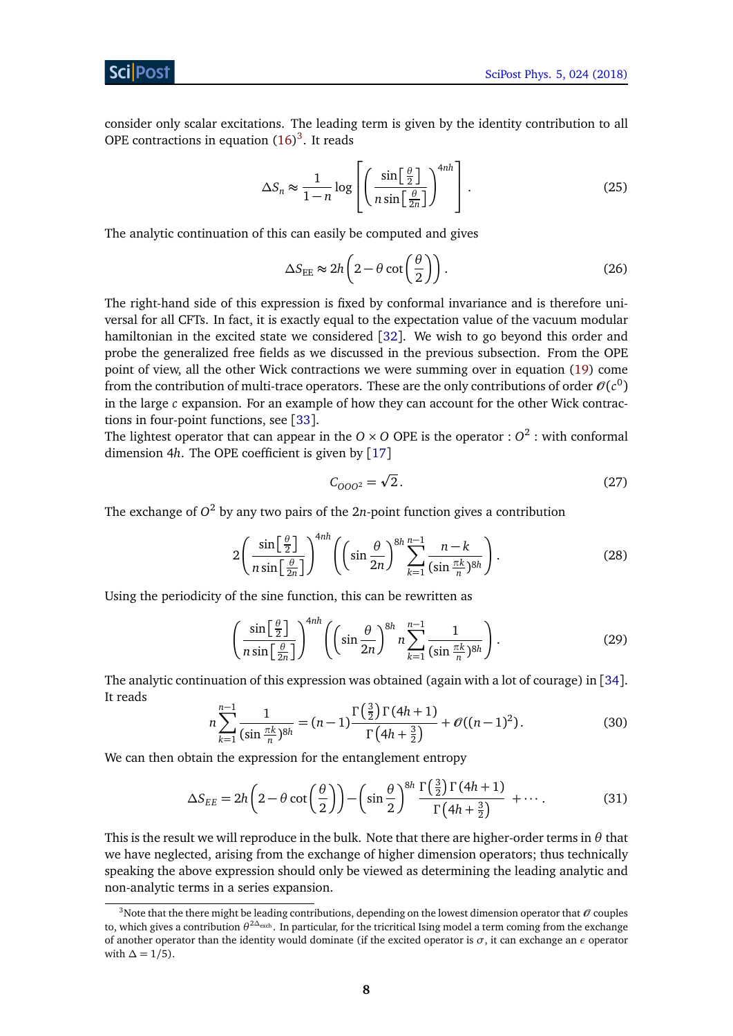consider only scalar excitations. The leading term is given by the identity contribution to all OPE contractions in equation (16)[3]. It reads

$$\Delta S_n \approx \frac{1}{1-n} \log \left[ \left( \frac{\sin\left[\frac{\theta}{2}\right]}{n \sin\left[\frac{\theta}{2n}\right]} \right)^{4nh} \right] . \tag{25}$$

The analytic continuation of this can easily be computed and gives

$$\Delta S_{\rm EE} \approx 2h \left( 2 - \theta \cot\left(\frac{\theta}{2}\right) \right) . \tag{26}$$

The right-hand side of this expression is fixed by conformal invariance and is therefore universal for all CFTs. In fact, it is exactly equal to the expectation value of the vacuum modular hamiltonian in the excited state we considered [32]. We wish to go beyond this order and probe the generalized free fields as we discussed in the previous subsection. From the OPE point of view, all the other Wick contractions we were summing over in equation (19) come from the contribution of multi-trace operators. These are the only contributions of order $\mathcal{O}(c^0)$ in the large $c$ expansion. For an example of how they can account for the other Wick contractions in four-point functions, see [33].
The lightest operator that can appear in the $O \times O$ OPE is the operator $: O^2 :$ with conformal dimension $4h$. The OPE coefficient is given by [17]

$$C_{OOO^2} = \sqrt{2} . \tag{27}$$

The exchange of $O^2$ by any two pairs of the $2n$-point function gives a contribution

$$2 \left( \frac{\sin\left[\frac{\theta}{2}\right]}{n \sin\left[\frac{\theta}{2n}\right]} \right)^{4nh} \left( \left( \sin \frac{\theta}{2n} \right)^{8h} \sum_{k=1}^{n-1} \frac{n-k}{(\sin \frac{\pi k}{n})^{8h}} \right) . \tag{28}$$

Using the periodicity of the sine function, this can be rewritten as

$$\left( \frac{\sin\left[\frac{\theta}{2}\right]}{n \sin\left[\frac{\theta}{2n}\right]} \right)^{4nh} \left( \left( \sin \frac{\theta}{2n} \right)^{8h} n \sum_{k=1}^{n-1} \frac{1}{(\sin \frac{\pi k}{n})^{8h}} \right) . \tag{29}$$

The analytic continuation of this expression was obtained (again with a lot of courage) in [34]. It reads

$$n \sum_{k=1}^{n-1} \frac{1}{(\sin \frac{\pi k}{n})^{8h}} = (n-1) \frac{\Gamma\left(\frac{3}{2}\right) \Gamma(4h+1)}{\Gamma\left(4h+\frac{3}{2}\right)} + \mathcal{O}((n-1)^2) . \tag{30}$$

We can then obtain the expression for the entanglement entropy

$$\Delta S_{EE} = 2h \left( 2 - \theta \cot\left(\frac{\theta}{2}\right) \right) - \left( \sin \frac{\theta}{2} \right)^{8h} \frac{\Gamma\left(\frac{3}{2}\right) \Gamma(4h+1)}{\Gamma\left(4h+\frac{3}{2}\right)} + \cdots . \tag{31}$$

This is the result we will reproduce in the bulk. Note that there are higher-order terms in $\theta$ that we have neglected, arising from the exchange of higher dimension operators; thus technically speaking the above expression should only be viewed as determining the leading analytic and non-analytic terms in a series expansion.

---

[3] Note that the there might be leading contributions, depending on the lowest dimension operator that $\mathcal{O}$ couples to, which gives a contribution $\theta^{2\Delta_{\rm exch}}$. In particular, for the tricritical Ising model a term coming from the exchange of another operator than the identity would dominate (if the excited operator is $\sigma$, it can exchange an $\epsilon$ operator with $\Delta = 1/5$).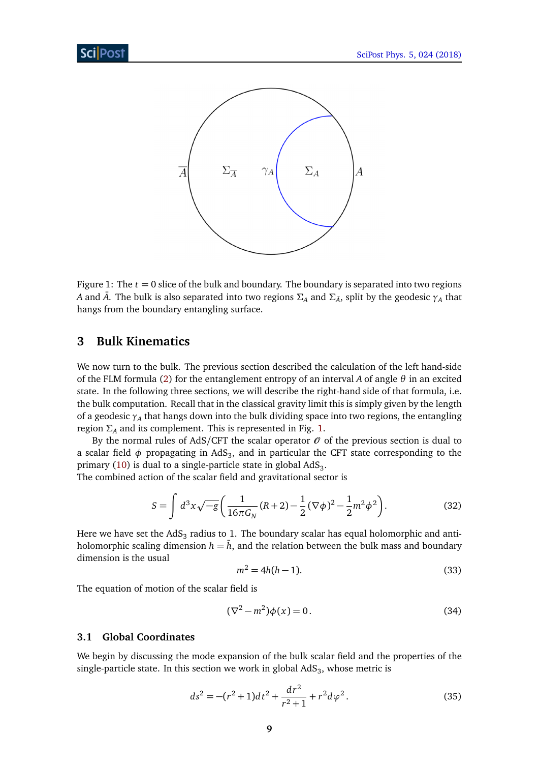Figure 1: The $t = 0$ slice of the bulk and boundary. The boundary is separated into two regions $A$ and $\bar{A}$. The bulk is also separated into two regions $\Sigma_A$ and $\Sigma_{\bar{A}}$, split by the geodesic $\gamma_A$ that hangs from the boundary entangling surface.

## 3 Bulk Kinematics

We now turn to the bulk. The previous section described the calculation of the left hand-side of the FLM formula (2) for the entanglement entropy of an interval $A$ of angle $\theta$ in an excited state. In the following three sections, we will describe the right-hand side of that formula, i.e. the bulk computation. Recall that in the classical gravity limit this is simply given by the length of a geodesic $\gamma_A$ that hangs down into the bulk dividing space into two regions, the entangling region $\Sigma_A$ and its complement. This is represented in Fig. 1.

By the normal rules of AdS/CFT the scalar operator $\mathcal{O}$ of the previous section is dual to a scalar field $\phi$ propagating in $\text{AdS}_3$, and in particular the CFT state corresponding to the primary (10) is dual to a single-particle state in global $\text{AdS}_3$.
The combined action of the scalar field and gravitational sector is

$$S = \int d^3x \sqrt{-g} \left( \frac{1}{16\pi G_N} (R + 2) - \frac{1}{2} (\nabla \phi)^2 - \frac{1}{2} m^2 \phi^2 \right). \tag{32}$$

Here we have set the $\text{AdS}_3$ radius to 1. The boundary scalar has equal holomorphic and anti-holomorphic scaling dimension $h = \bar{h}$, and the relation between the bulk mass and boundary dimension is the usual

$$m^2 = 4h(h - 1). \tag{33}$$

The equation of motion of the scalar field is

$$(\nabla^2 - m^2)\phi(x) = 0\,. \tag{34}$$

### 3.1 Global Coordinates

We begin by discussing the mode expansion of the bulk scalar field and the properties of the single-particle state. In this section we work in global $\text{AdS}_3$, whose metric is

$$ds^2 = -(r^2 + 1)dt^2 + \frac{dr^2}{r^2 + 1} + r^2 d\varphi^2\,. \tag{35}$$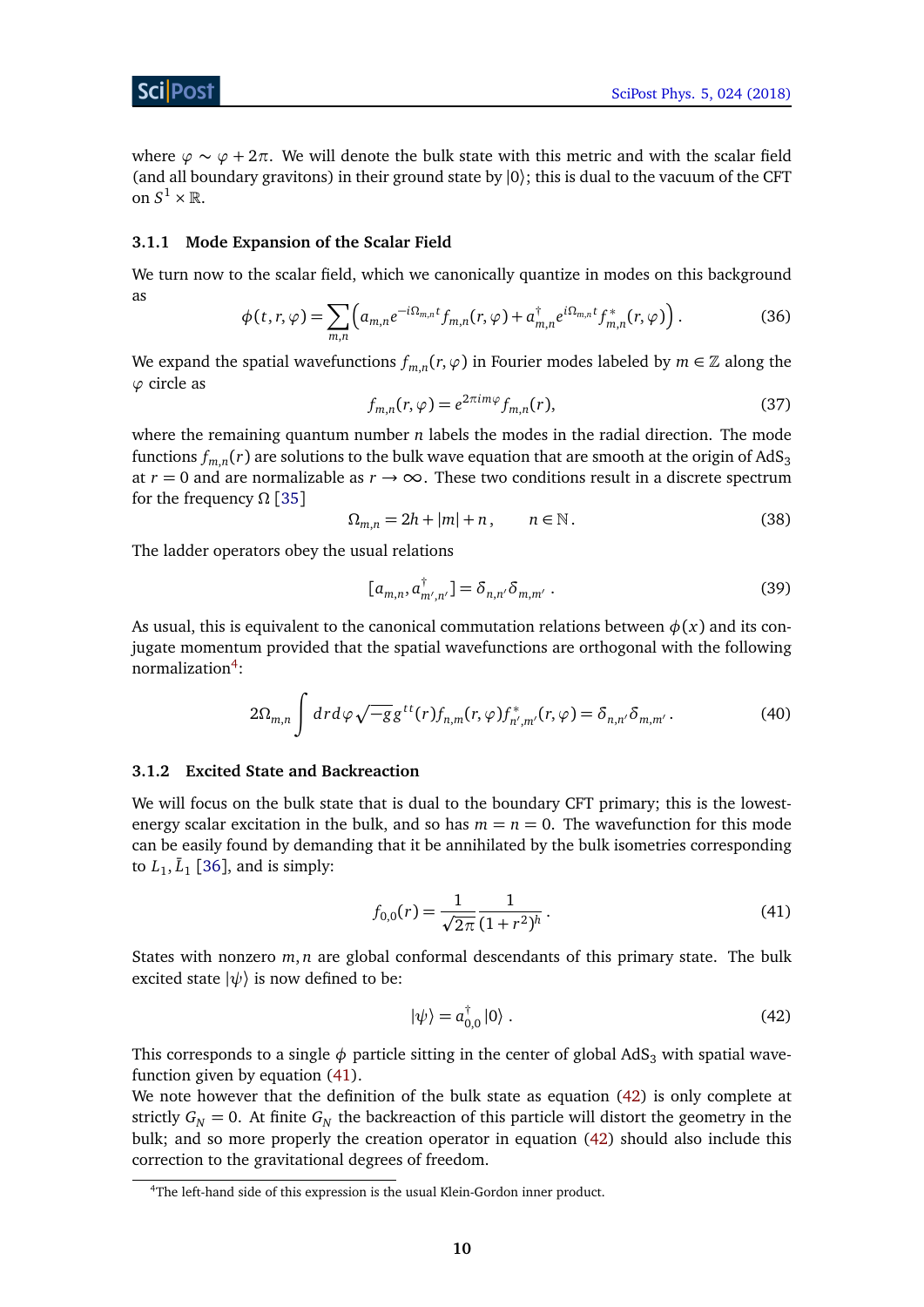where $\varphi \sim \varphi + 2\pi$. We will denote the bulk state with this metric and with the scalar field (and all boundary gravitons) in their ground state by $|0\rangle$; this is dual to the vacuum of the CFT on $S^1 \times \mathbb{R}$.

### 3.1.1 Mode Expansion of the Scalar Field

We turn now to the scalar field, which we canonically quantize in modes on this background as

$$\phi(t, r, \varphi) = \sum_{m,n} \left( a_{m,n} e^{-i\Omega_{m,n} t} f_{m,n}(r, \varphi) + a^\dagger_{m,n} e^{i\Omega_{m,n} t} f^*_{m,n}(r, \varphi) \right) . \tag{36}$$

We expand the spatial wavefunctions $f_{m,n}(r, \varphi)$ in Fourier modes labeled by $m \in \mathbb{Z}$ along the $\varphi$ circle as

$$f_{m,n}(r, \varphi) = e^{2\pi i m \varphi} f_{m,n}(r), \tag{37}$$

where the remaining quantum number $n$ labels the modes in the radial direction. The mode functions $f_{m,n}(r)$ are solutions to the bulk wave equation that are smooth at the origin of AdS$_3$ at $r = 0$ and are normalizable as $r \to \infty$. These two conditions result in a discrete spectrum for the frequency $\Omega$ [35]

$$\Omega_{m,n} = 2h + |m| + n \,, \qquad n \in \mathbb{N} \,. \tag{38}$$

The ladder operators obey the usual relations

$$[a_{m,n}, a^\dagger_{m',n'}] = \delta_{n,n'} \delta_{m,m'} \,. \tag{39}$$

As usual, this is equivalent to the canonical commutation relations between $\phi(x)$ and its conjugate momentum provided that the spatial wavefunctions are orthogonal with the following normalization[4]:

$$2\Omega_{m,n} \int dr d\varphi \sqrt{-g} g^{tt}(r) f_{n,m}(r, \varphi) f^*_{n',m'}(r, \varphi) = \delta_{n,n'} \delta_{m,m'} \,. \tag{40}$$

### 3.1.2 Excited State and Backreaction

We will focus on the bulk state that is dual to the boundary CFT primary; this is the lowest-energy scalar excitation in the bulk, and so has $m = n = 0$. The wavefunction for this mode can be easily found by demanding that it be annihilated by the bulk isometries corresponding to $L_1, \bar{L}_1$ [36], and is simply:

$$f_{0,0}(r) = \frac{1}{\sqrt{2\pi}} \frac{1}{(1 + r^2)^h} \,. \tag{41}$$

States with nonzero $m, n$ are global conformal descendants of this primary state. The bulk excited state $|\psi\rangle$ is now defined to be:

$$|\psi\rangle = a^\dagger_{0,0} |0\rangle \,. \tag{42}$$

This corresponds to a single $\phi$ particle sitting in the center of global AdS$_3$ with spatial wavefunction given by equation (41).

We note however that the definition of the bulk state as equation (42) is only complete at strictly $G_N = 0$. At finite $G_N$ the backreaction of this particle will distort the geometry in the bulk; and so more properly the creation operator in equation (42) should also include this correction to the gravitational degrees of freedom.

[4] The left-hand side of this expression is the usual Klein-Gordon inner product.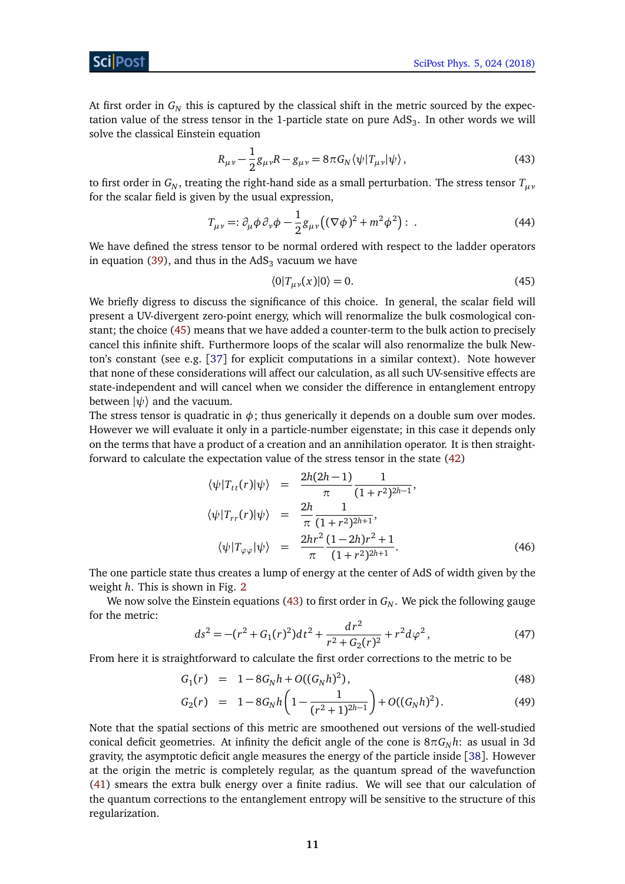At first order in $G_N$ this is captured by the classical shift in the metric sourced by the expectation value of the stress tensor in the 1-particle state on pure AdS$_3$. In other words we will solve the classical Einstein equation

$$R_{\mu\nu} - \frac{1}{2} g_{\mu\nu} R - g_{\mu\nu} = 8\pi G_N \langle \psi | T_{\mu\nu} | \psi \rangle \,, \tag{43}$$

to first order in $G_N$, treating the right-hand side as a small perturbation. The stress tensor $T_{\mu\nu}$ for the scalar field is given by the usual expression,

$$T_{\mu\nu} =: \partial_\mu \phi \partial_\nu \phi - \frac{1}{2} g_{\mu\nu} \left( (\nabla \phi)^2 + m^2 \phi^2 \right) : \ . \tag{44}$$

We have defined the stress tensor to be normal ordered with respect to the ladder operators in equation (39), and thus in the AdS$_3$ vacuum we have

$$\langle 0 | T_{\mu\nu}(x) | 0 \rangle = 0. \tag{45}$$

We briefly digress to discuss the significance of this choice. In general, the scalar field will present a UV-divergent zero-point energy, which will renormalize the bulk cosmological constant; the choice (45) means that we have added a counter-term to the bulk action to precisely cancel this infinite shift. Furthermore loops of the scalar will also renormalize the bulk Newton's constant (see e.g. [37] for explicit computations in a similar context). Note however that none of these considerations will affect our calculation, as all such UV-sensitive effects are state-independent and will cancel when we consider the difference in entanglement entropy between $|\psi\rangle$ and the vacuum.

The stress tensor is quadratic in $\phi$; thus generically it depends on a double sum over modes. However we will evaluate it only in a particle-number eigenstate; in this case it depends only on the terms that have a product of a creation and an annihilation operator. It is then straightforward to calculate the expectation value of the stress tensor in the state (42)

$$\begin{aligned}
\langle \psi | T_{tt}(r) | \psi \rangle &= \frac{2h(2h-1)}{\pi} \frac{1}{(1+r^2)^{2h-1}}, \\
\langle \psi | T_{rr}(r) | \psi \rangle &= \frac{2h}{\pi} \frac{1}{(1+r^2)^{2h+1}}, \\
\langle \psi | T_{\varphi\varphi} | \psi \rangle &= \frac{2hr^2}{\pi} \frac{(1-2h)r^2+1}{(1+r^2)^{2h+1}}.
\end{aligned} \tag{46}$$

The one particle state thus creates a lump of energy at the center of AdS of width given by the weight $h$. This is shown in Fig. 2

We now solve the Einstein equations (43) to first order in $G_N$. We pick the following gauge for the metric:

$$ds^2 = -(r^2 + G_1(r)^2) dt^2 + \frac{dr^2}{r^2 + G_2(r)^2} + r^2 d\varphi^2 \,, \tag{47}$$

From here it is straightforward to calculate the first order corrections to the metric to be

$$G_1(r) = 1 - 8G_N h + O((G_N h)^2) \,, \tag{48}$$

$$G_2(r) = 1 - 8G_N h \left( 1 - \frac{1}{(r^2+1)^{2h-1}} \right) + O((G_N h)^2) \,. \tag{49}$$

Note that the spatial sections of this metric are smoothened out versions of the well-studied conical deficit geometries. At infinity the deficit angle of the cone is $8\pi G_N h$: as usual in 3d gravity, the asymptotic deficit angle measures the energy of the particle inside [38]. However at the origin the metric is completely regular, as the quantum spread of the wavefunction (41) smears the extra bulk energy over a finite radius. We will see that our calculation of the quantum corrections to the entanglement entropy will be sensitive to the structure of this regularization.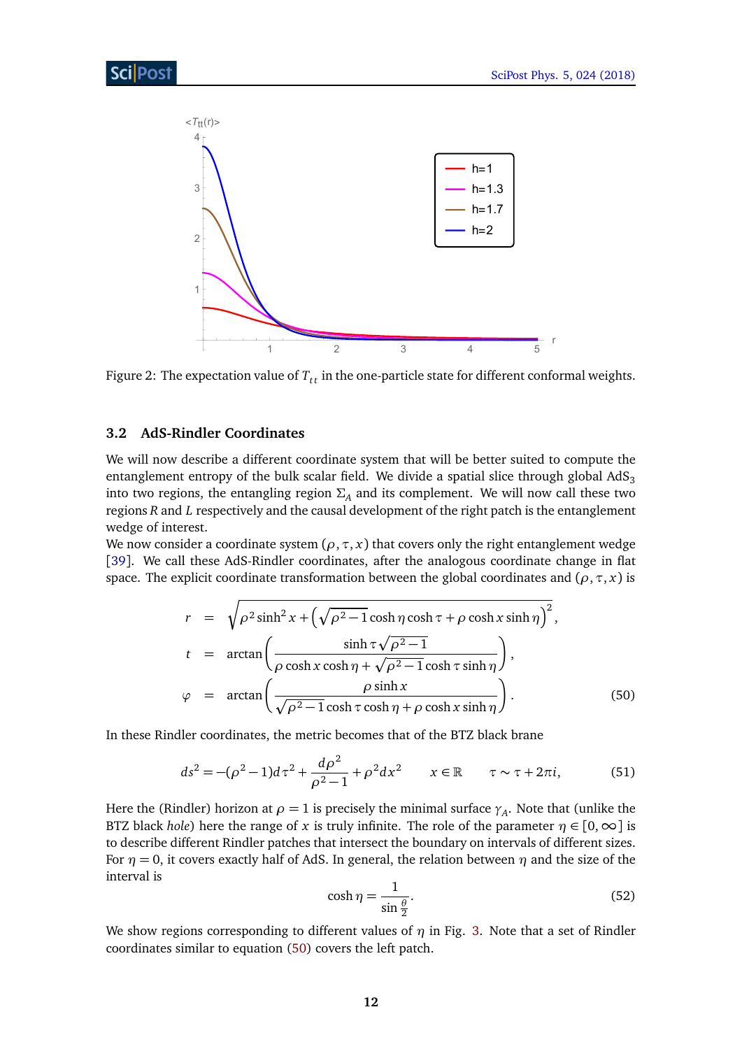Figure 2: The expectation value of $T_{tt}$ in the one-particle state for different conformal weights.

### 3.2 AdS-Rindler Coordinates

We will now describe a different coordinate system that will be better suited to compute the entanglement entropy of the bulk scalar field. We divide a spatial slice through global $AdS_3$ into two regions, the entangling region $\Sigma_A$ and its complement. We will now call these two regions $R$ and $L$ respectively and the causal development of the right patch is the entanglement wedge of interest.

We now consider a coordinate system $(\rho, \tau, x)$ that covers only the right entanglement wedge [39]. We call these AdS-Rindler coordinates, after the analogous coordinate change in flat space. The explicit coordinate transformation between the global coordinates and $(\rho, \tau, x)$ is

$$
\begin{aligned}
r &= \sqrt{\rho^2 \sinh^2 x + \left(\sqrt{\rho^2 - 1}\cosh\eta \cosh\tau + \rho \cosh x \sinh\eta\right)^2}, \\
t &= \arctan\left(\frac{\sinh\tau \sqrt{\rho^2-1}}{\rho \cosh x \cosh\eta + \sqrt{\rho^2-1}\cosh\tau \sinh\eta}\right), \\
\varphi &= \arctan\left(\frac{\rho \sinh x}{\sqrt{\rho^2-1}\cosh\tau \cosh\eta + \rho \cosh x \sinh\eta}\right).
\end{aligned}
\tag{50}
$$

In these Rindler coordinates, the metric becomes that of the BTZ black brane

$$
ds^2 = -(\rho^2 - 1)d\tau^2 + \frac{d\rho^2}{\rho^2 - 1} + \rho^2 dx^2 \qquad x \in \mathbb{R} \qquad \tau \sim \tau + 2\pi i, \tag{51}
$$

Here the (Rindler) horizon at $\rho = 1$ is precisely the minimal surface $\gamma_A$. Note that (unlike the BTZ black *hole*) here the range of $x$ is truly infinite. The role of the parameter $\eta \in [0, \infty]$ is to describe different Rindler patches that intersect the boundary on intervals of different sizes. For $\eta = 0$, it covers exactly half of AdS. In general, the relation between $\eta$ and the size of the interval is

$$
\cosh\eta = \frac{1}{\sin\frac{\theta}{2}}. \tag{52}
$$

We show regions corresponding to different values of $\eta$ in Fig. 3. Note that a set of Rindler coordinates similar to equation (50) covers the left patch.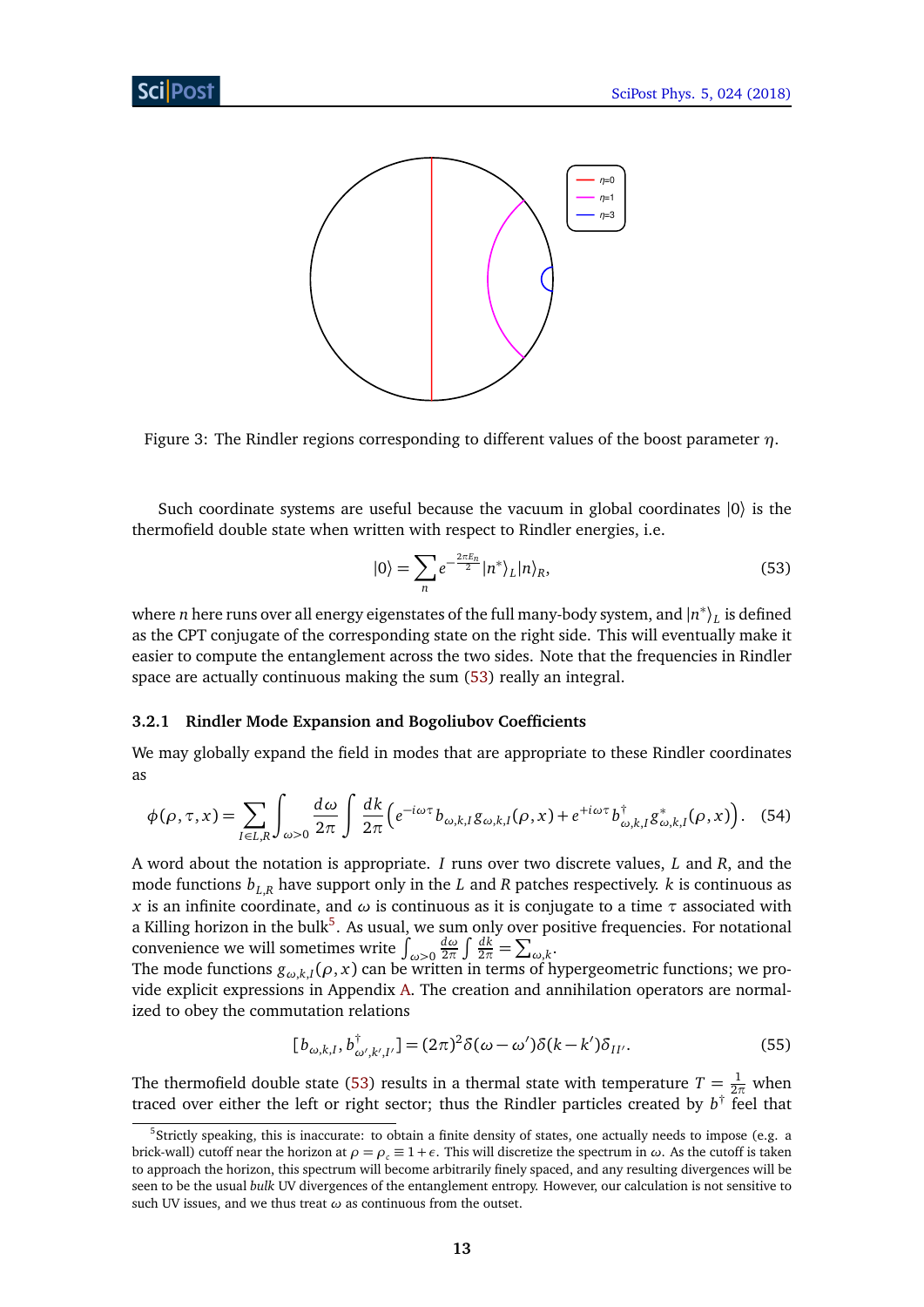Figure 3: The Rindler regions corresponding to different values of the boost parameter $\eta$.

Such coordinate systems are useful because the vacuum in global coordinates $|0\rangle$ is the thermofield double state when written with respect to Rindler energies, i.e.

$$
|0\rangle = \sum_n e^{-\frac{2\pi E_n}{2}} |n^*\rangle_L |n\rangle_R, \tag{53}
$$

where $n$ here runs over all energy eigenstates of the full many-body system, and $|n^*\rangle_L$ is defined as the CPT conjugate of the corresponding state on the right side. This will eventually make it easier to compute the entanglement across the two sides. Note that the frequencies in Rindler space are actually continuous making the sum (53) really an integral.

### 3.2.1 Rindler Mode Expansion and Bogoliubov Coefficients

We may globally expand the field in modes that are appropriate to these Rindler coordinates as

$$
\phi(\rho,\tau,x) = \sum_{I\in L,R} \int_{\omega>0} \frac{d\omega}{2\pi} \int \frac{dk}{2\pi} \left( e^{-i\omega\tau} b_{\omega,k,I} g_{\omega,k,I}(\rho,x) + e^{+i\omega\tau} b^\dagger_{\omega,k,I} g^*_{\omega,k,I}(\rho,x) \right). \tag{54}
$$

A word about the notation is appropriate. $I$ runs over two discrete values, $L$ and $R$, and the mode functions $b_{L,R}$ have support only in the $L$ and $R$ patches respectively. $k$ is continuous as $x$ is an infinite coordinate, and $\omega$ is continuous as it is conjugate to a time $\tau$ associated with a Killing horizon in the bulk[5]. As usual, we sum only over positive frequencies. For notational convenience we will sometimes write $\int_{\omega>0} \frac{d\omega}{2\pi} \int \frac{dk}{2\pi} = \sum_{\omega,k}$.
The mode functions $g_{\omega,k,I}(\rho,x)$ can be written in terms of hypergeometric functions; we provide explicit expressions in Appendix A. The creation and annihilation operators are normalized to obey the commutation relations

$$
[b_{\omega,k,I}, b^\dagger_{\omega',k',I'}] = (2\pi)^2 \delta(\omega-\omega')\delta(k-k')\delta_{II'}. \tag{55}
$$

The thermofield double state (53) results in a thermal state with temperature $T = \frac{1}{2\pi}$ when traced over either the left or right sector; thus the Rindler particles created by $b^\dagger$ feel that

[5] Strictly speaking, this is inaccurate: to obtain a finite density of states, one actually needs to impose (e.g. a brick-wall) cutoff near the horizon at $\rho = \rho_c \equiv 1+\epsilon$. This will discretize the spectrum in $\omega$. As the cutoff is taken to approach the horizon, this spectrum will become arbitrarily finely spaced, and any resulting divergences will be seen to be the usual *bulk* UV divergences of the entanglement entropy. However, our calculation is not sensitive to such UV issues, and we thus treat $\omega$ as continuous from the outset.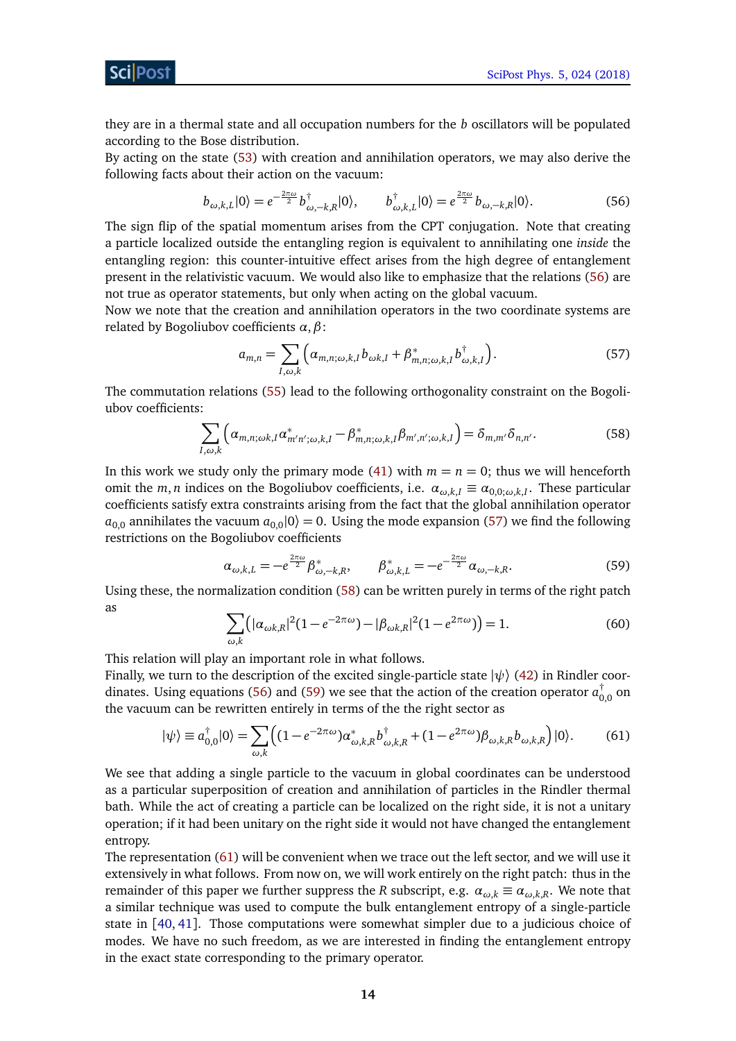they are in a thermal state and all occupation numbers for the $b$ oscillators will be populated according to the Bose distribution.

By acting on the state (53) with creation and annihilation operators, we may also derive the following facts about their action on the vacuum:

$$b_{\omega,k,L}|0\rangle = e^{-\frac{2\pi\omega}{2}} b^{\dagger}_{\omega,-k,R}|0\rangle, \qquad b^{\dagger}_{\omega,k,L}|0\rangle = e^{\frac{2\pi\omega}{2}} b_{\omega,-k,R}|0\rangle. \tag{56}$$

The sign flip of the spatial momentum arises from the CPT conjugation. Note that creating a particle localized outside the entangling region is equivalent to annihilating one *inside* the entangling region: this counter-intuitive effect arises from the high degree of entanglement present in the relativistic vacuum. We would also like to emphasize that the relations (56) are not true as operator statements, but only when acting on the global vacuum.

Now we note that the creation and annihilation operators in the two coordinate systems are related by Bogoliubov coefficients $\alpha, \beta$:

$$a_{m,n} = \sum_{I,\omega,k} \left( \alpha_{m,n;\omega,k,I} b_{\omega k,I} + \beta^*_{m,n;\omega,k,I} b^{\dagger}_{\omega,k,I} \right). \tag{57}$$

The commutation relations (55) lead to the following orthogonality constraint on the Bogoliubov coefficients:

$$\sum_{I,\omega,k} \left( \alpha_{m,n;\omega k,I} \alpha^*_{m'n';\omega,k,I} - \beta^*_{m,n;\omega,k,I} \beta_{m',n';\omega,k,I} \right) = \delta_{m,m'} \delta_{n,n'}. \tag{58}$$

In this work we study only the primary mode (41) with $m = n = 0$; thus we will henceforth omit the $m, n$ indices on the Bogoliubov coefficients, i.e. $\alpha_{\omega,k,I} \equiv \alpha_{0,0;\omega,k,I}$. These particular coefficients satisfy extra constraints arising from the fact that the global annihilation operator $a_{0,0}$ annihilates the vacuum $a_{0,0}|0\rangle = 0$. Using the mode expansion (57) we find the following restrictions on the Bogoliubov coefficients

$$\alpha_{\omega,k,L} = -e^{\frac{2\pi\omega}{2}} \beta^*_{\omega,-k,R}, \qquad \beta^*_{\omega,k,L} = -e^{-\frac{2\pi\omega}{2}} \alpha_{\omega,-k,R}. \tag{59}$$

Using these, the normalization condition (58) can be written purely in terms of the right patch as

$$\sum_{\omega,k} \left( |\alpha_{\omega k,R}|^2 (1 - e^{-2\pi\omega}) - |\beta_{\omega k,R}|^2 (1 - e^{2\pi\omega}) \right) = 1. \tag{60}$$

This relation will play an important role in what follows.

Finally, we turn to the description of the excited single-particle state $|\psi\rangle$ (42) in Rindler coordinates. Using equations (56) and (59) we see that the action of the creation operator $a^{\dagger}_{0,0}$ on the vacuum can be rewritten entirely in terms of the the right sector as

$$|\psi\rangle \equiv a^{\dagger}_{0,0}|0\rangle = \sum_{\omega,k} \left( (1 - e^{-2\pi\omega}) \alpha^*_{\omega,k,R} b^{\dagger}_{\omega,k,R} + (1 - e^{2\pi\omega}) \beta_{\omega,k,R} b_{\omega,k,R} \right) |0\rangle. \tag{61}$$

We see that adding a single particle to the vacuum in global coordinates can be understood as a particular superposition of creation and annihilation of particles in the Rindler thermal bath. While the act of creating a particle can be localized on the right side, it is not a unitary operation; if it had been unitary on the right side it would not have changed the entanglement entropy.

The representation (61) will be convenient when we trace out the left sector, and we will use it extensively in what follows. From now on, we will work entirely on the right patch: thus in the remainder of this paper we further suppress the $R$ subscript, e.g. $\alpha_{\omega,k} \equiv \alpha_{\omega,k,R}$. We note that a similar technique was used to compute the bulk entanglement entropy of a single-particle state in [40, 41]. Those computations were somewhat simpler due to a judicious choice of modes. We have no such freedom, as we are interested in finding the entanglement entropy in the exact state corresponding to the primary operator.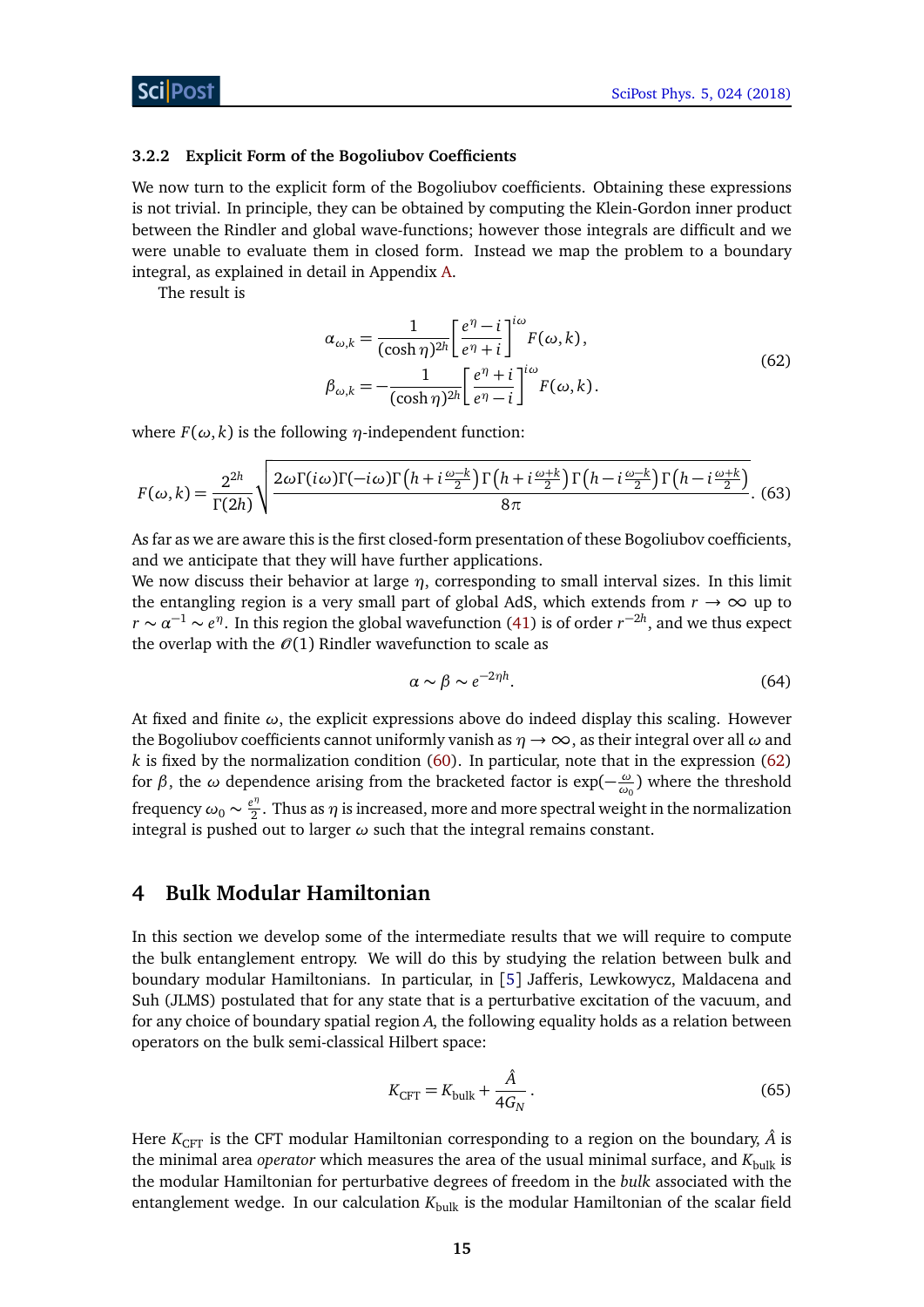#### 3.2.2 Explicit Form of the Bogoliubov Coefficients

We now turn to the explicit form of the Bogoliubov coefficients. Obtaining these expressions is not trivial. In principle, they can be obtained by computing the Klein-Gordon inner product between the Rindler and global wave-functions; however those integrals are difficult and we were unable to evaluate them in closed form. Instead we map the problem to a boundary integral, as explained in detail in Appendix A.

The result is

$$
\begin{aligned}
\alpha_{\omega,k} &= \frac{1}{(\cosh\eta)^{2h}}\left[\frac{e^{\eta}-i}{e^{\eta}+i}\right]^{i\omega} F(\omega,k)\,, \\
\beta_{\omega,k} &= -\frac{1}{(\cosh\eta)^{2h}}\left[\frac{e^{\eta}+i}{e^{\eta}-i}\right]^{i\omega} F(\omega,k)\,.
\end{aligned}
\tag{62}
$$

where $F(\omega,k)$ is the following $\eta$-independent function:

$$
F(\omega,k) = \frac{2^{2h}}{\Gamma(2h)}\sqrt{\frac{2\omega\Gamma(i\omega)\Gamma(-i\omega)\Gamma\left(h+i\frac{\omega-k}{2}\right)\Gamma\left(h+i\frac{\omega+k}{2}\right)\Gamma\left(h-i\frac{\omega-k}{2}\right)\Gamma\left(h-i\frac{\omega+k}{2}\right)}{8\pi}}\,. \tag{63}
$$

As far as we are aware this is the first closed-form presentation of these Bogoliubov coefficients, and we anticipate that they will have further applications.

We now discuss their behavior at large $\eta$, corresponding to small interval sizes. In this limit the entangling region is a very small part of global AdS, which extends from $r \to \infty$ up to $r \sim \alpha^{-1} \sim e^{\eta}$. In this region the global wavefunction (41) is of order $r^{-2h}$, and we thus expect the overlap with the $\mathcal{O}(1)$ Rindler wavefunction to scale as

$$
\alpha \sim \beta \sim e^{-2\eta h}. \tag{64}
$$

At fixed and finite $\omega$, the explicit expressions above do indeed display this scaling. However the Bogoliubov coefficients cannot uniformly vanish as $\eta \to \infty$, as their integral over all $\omega$ and $k$ is fixed by the normalization condition (60). In particular, note that in the expression (62) for $\beta$, the $\omega$ dependence arising from the bracketed factor is $\exp(-\frac{\omega}{\omega_0})$ where the threshold frequency $\omega_0 \sim \frac{e^{\eta}}{2}$. Thus as $\eta$ is increased, more and more spectral weight in the normalization integral is pushed out to larger $\omega$ such that the integral remains constant.

# 4 Bulk Modular Hamiltonian

In this section we develop some of the intermediate results that we will require to compute the bulk entanglement entropy. We will do this by studying the relation between bulk and boundary modular Hamiltonians. In particular, in [5] Jafferis, Lewkowycz, Maldacena and Suh (JLMS) postulated that for any state that is a perturbative excitation of the vacuum, and for any choice of boundary spatial region $A$, the following equality holds as a relation between operators on the bulk semi-classical Hilbert space:

$$
K_{\text{CFT}} = K_{\text{bulk}} + \frac{\hat{A}}{4G_N}\,. \tag{65}
$$

Here $K_{\text{CFT}}$ is the CFT modular Hamiltonian corresponding to a region on the boundary, $\hat{A}$ is the minimal area *operator* which measures the area of the usual minimal surface, and $K_{\text{bulk}}$ is the modular Hamiltonian for perturbative degrees of freedom in the *bulk* associated with the entanglement wedge. In our calculation $K_{\text{bulk}}$ is the modular Hamiltonian of the scalar field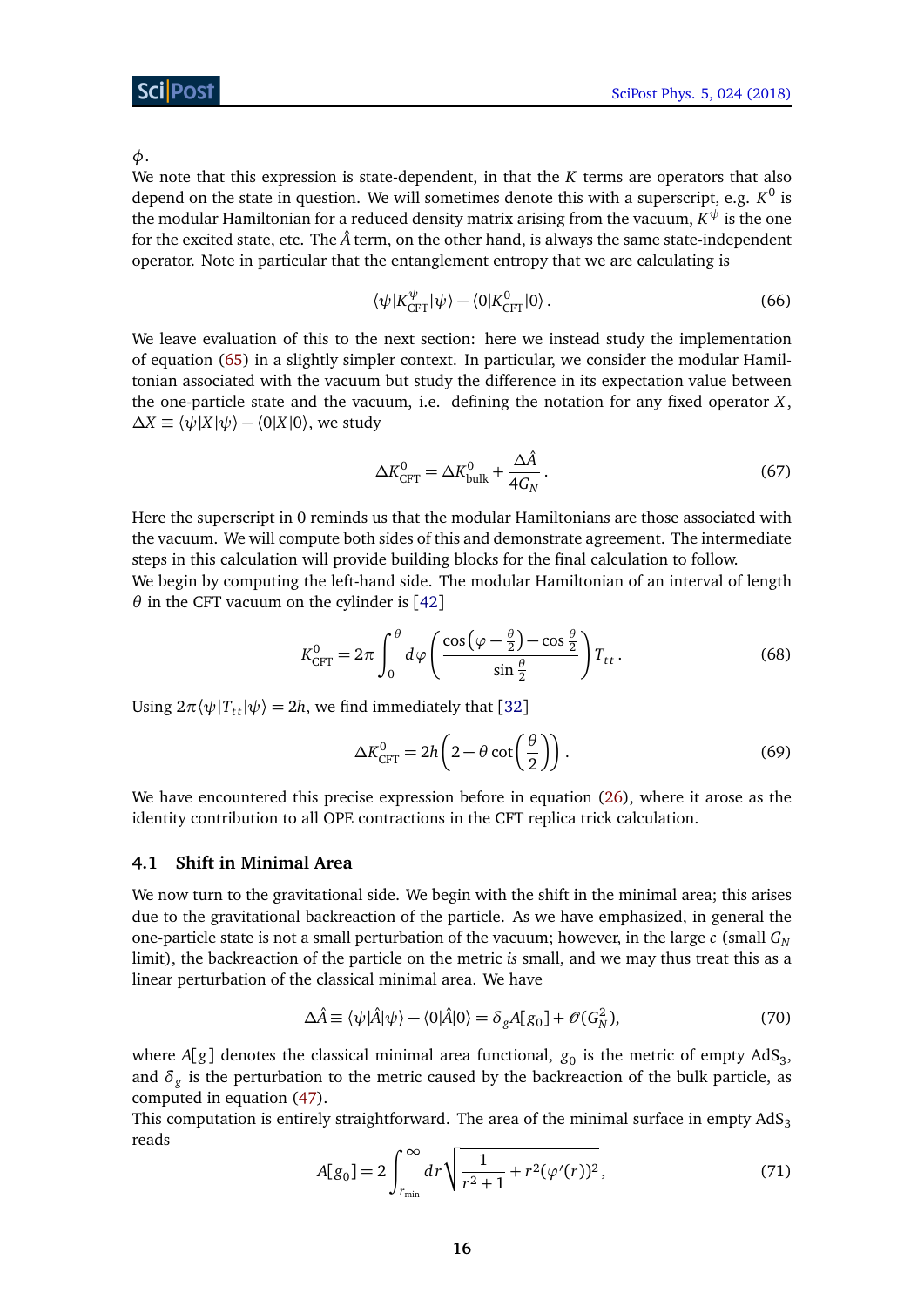$\phi$.

We note that this expression is state-dependent, in that the $K$ terms are operators that also depend on the state in question. We will sometimes denote this with a superscript, e.g. $K^0$ is the modular Hamiltonian for a reduced density matrix arising from the vacuum, $K^{\psi}$ is the one for the excited state, etc. The $\hat{A}$ term, on the other hand, is always the same state-independent operator. Note in particular that the entanglement entropy that we are calculating is

$$\langle\psi|K^{\psi}_{\rm CFT}|\psi\rangle - \langle 0|K^0_{\rm CFT}|0\rangle\,. \tag{66}$$

We leave evaluation of this to the next section: here we instead study the implementation of equation (65) in a slightly simpler context. In particular, we consider the modular Hamiltonian associated with the vacuum but study the difference in its expectation value between the one-particle state and the vacuum, i.e. defining the notation for any fixed operator $X$, $\Delta X \equiv \langle\psi|X|\psi\rangle - \langle 0|X|0\rangle$, we study

$$\Delta K^0_{\rm CFT} = \Delta K^0_{\rm bulk} + \frac{\Delta \hat{A}}{4G_N}\,. \tag{67}$$

Here the superscript in 0 reminds us that the modular Hamiltonians are those associated with the vacuum. We will compute both sides of this and demonstrate agreement. The intermediate steps in this calculation will provide building blocks for the final calculation to follow.

We begin by computing the left-hand side. The modular Hamiltonian of an interval of length $\theta$ in the CFT vacuum on the cylinder is [42]

$$K^0_{\rm CFT} = 2\pi\int_0^{\theta} d\varphi\left(\frac{\cos\left(\varphi-\frac{\theta}{2}\right)-\cos\frac{\theta}{2}}{\sin\frac{\theta}{2}}\right)T_{tt}\,. \tag{68}$$

Using $2\pi\langle\psi|T_{tt}|\psi\rangle = 2h$, we find immediately that [32]

$$\Delta K^0_{\rm CFT} = 2h\left(2-\theta\cot\left(\frac{\theta}{2}\right)\right). \tag{69}$$

We have encountered this precise expression before in equation (26), where it arose as the identity contribution to all OPE contractions in the CFT replica trick calculation.

### 4.1 Shift in Minimal Area

We now turn to the gravitational side. We begin with the shift in the minimal area; this arises due to the gravitational backreaction of the particle. As we have emphasized, in general the one-particle state is not a small perturbation of the vacuum; however, in the large $c$ (small $G_N$ limit), the backreaction of the particle on the metric *is* small, and we may thus treat this as a linear perturbation of the classical minimal area. We have

$$\Delta\hat{A} \equiv \langle\psi|\hat{A}|\psi\rangle - \langle 0|\hat{A}|0\rangle = \delta_g A[g_0] + \mathcal{O}(G_N^2), \tag{70}$$

where $A[g]$ denotes the classical minimal area functional, $g_0$ is the metric of empty AdS$_3$, and $\delta_g$ is the perturbation to the metric caused by the backreaction of the bulk particle, as computed in equation (47).

This computation is entirely straightforward. The area of the minimal surface in empty AdS$_3$ reads

$$A[g_0] = 2\int_{r_{\rm min}}^{\infty} dr\sqrt{\frac{1}{r^2+1}+r^2(\varphi'(r))^2}\,, \tag{71}$$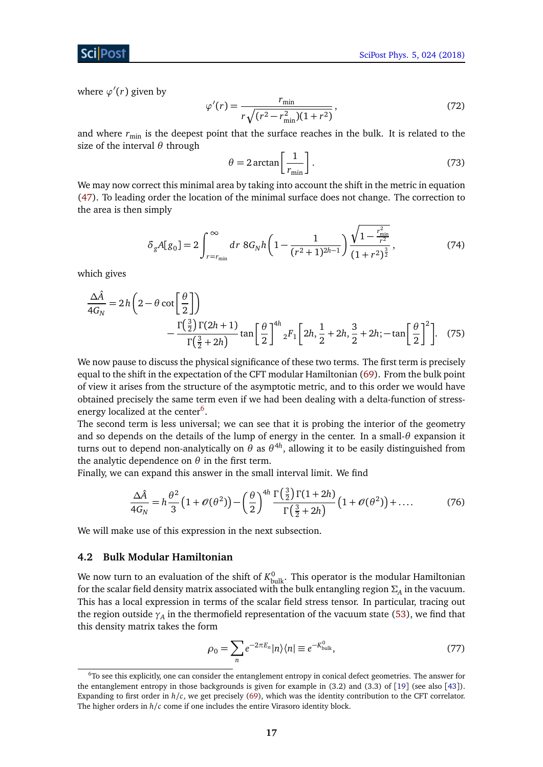where $\varphi'(r)$ given by

$$\varphi'(r) = \frac{r_{\text{min}}}{r\sqrt{(r^2 - r_{\text{min}}^2)(1+r^2)}}, \tag{72}$$

and where $r_{\text{min}}$ is the deepest point that the surface reaches in the bulk. It is related to the size of the interval $\theta$ through

$$\theta = 2\arctan\left[\frac{1}{r_{\text{min}}}\right]. \tag{73}$$

We may now correct this minimal area by taking into account the shift in the metric in equation (47). To leading order the location of the minimal surface does not change. The correction to the area is then simply

$$\delta_g A[g_0] = 2\int_{r=r_{\text{min}}}^{\infty} dr\; 8G_N h\left(1 - \frac{1}{(r^2+1)^{2h-1}}\right)\frac{\sqrt{1-\frac{r_{\text{min}}^2}{r^2}}}{(1+r^2)^{\frac{3}{2}}}, \tag{74}$$

which gives

$$\frac{\Delta\hat{A}}{4G_N} = 2h\left(2 - \theta\cot\left[\frac{\theta}{2}\right]\right) - \frac{\Gamma\left(\frac{3}{2}\right)\Gamma(2h+1)}{\Gamma\left(\frac{3}{2}+2h\right)}\tan\left[\frac{\theta}{2}\right]^{4h}{}_2F_1\left[2h, \frac{1}{2}+2h, \frac{3}{2}+2h; -\tan\left[\frac{\theta}{2}\right]^2\right]. \tag{75}$$

We now pause to discuss the physical significance of these two terms. The first term is precisely equal to the shift in the expectation of the CFT modular Hamiltonian (69). From the bulk point of view it arises from the structure of the asymptotic metric, and to this order we would have obtained precisely the same term even if we had been dealing with a delta-function of stress-energy localized at the center[6].

The second term is less universal; we can see that it is probing the interior of the geometry and so depends on the details of the lump of energy in the center. In a small-$\theta$ expansion it turns out to depend non-analytically on $\theta$ as $\theta^{4h}$, allowing it to be easily distinguished from the analytic dependence on $\theta$ in the first term.

Finally, we can expand this answer in the small interval limit. We find

$$\frac{\Delta\hat{A}}{4G_N} = h\frac{\theta^2}{3}\left(1 + \mathcal{O}(\theta^2)\right) - \left(\frac{\theta}{2}\right)^{4h}\frac{\Gamma\left(\frac{3}{2}\right)\Gamma(1+2h)}{\Gamma\left(\frac{3}{2}+2h\right)}\left(1+\mathcal{O}(\theta^2)\right) + \ldots. \tag{76}$$

We will make use of this expression in the next subsection.

### 4.2 Bulk Modular Hamiltonian

We now turn to an evaluation of the shift of $K^0_{\text{bulk}}$. This operator is the modular Hamiltonian for the scalar field density matrix associated with the bulk entangling region $\Sigma_A$ in the vacuum. This has a local expression in terms of the scalar field stress tensor. In particular, tracing out the region outside $\gamma_A$ in the thermofield representation of the vacuum state (53), we find that this density matrix takes the form

$$\rho_0 = \sum_n e^{-2\pi E_n}|n\rangle\langle n| \equiv e^{-K^0_{\text{bulk}}}, \tag{77}$$

[6] To see this explicitly, one can consider the entanglement entropy in conical defect geometries. The answer for the entanglement entropy in those backgrounds is given for example in (3.2) and (3.3) of [19] (see also [43]). Expanding to first order in $h/c$, we get precisely (69), which was the identity contribution to the CFT correlator. The higher orders in $h/c$ come if one includes the entire Virasoro identity block.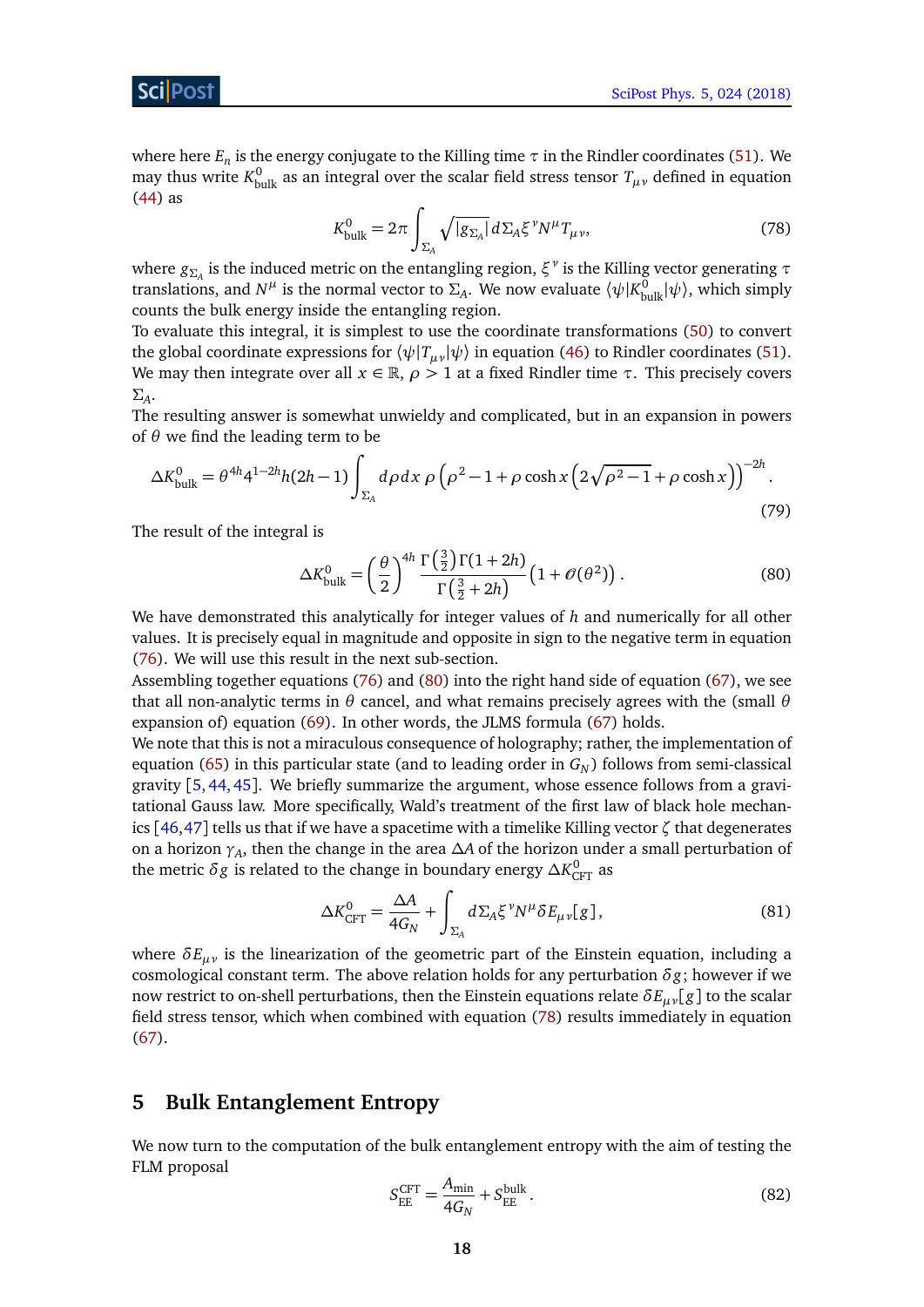where here $E_n$ is the energy conjugate to the Killing time $\tau$ in the Rindler coordinates (51). We may thus write $K^0_{\text{bulk}}$ as an integral over the scalar field stress tensor $T_{\mu\nu}$ defined in equation (44) as

$$K^0_{\text{bulk}} = 2\pi \int_{\Sigma_A} \sqrt{|g_{\Sigma_A}|}\, d\Sigma_A \xi^\nu N^\mu T_{\mu\nu}, \tag{78}$$

where $g_{\Sigma_A}$ is the induced metric on the entangling region, $\xi^\nu$ is the Killing vector generating $\tau$ translations, and $N^\mu$ is the normal vector to $\Sigma_A$. We now evaluate $\langle\psi|K^0_{\text{bulk}}|\psi\rangle$, which simply counts the bulk energy inside the entangling region.

To evaluate this integral, it is simplest to use the coordinate transformations (50) to convert the global coordinate expressions for $\langle\psi|T_{\mu\nu}|\psi\rangle$ in equation (46) to Rindler coordinates (51). We may then integrate over all $x \in \mathbb{R}$, $\rho > 1$ at a fixed Rindler time $\tau$. This precisely covers $\Sigma_A$.

The resulting answer is somewhat unwieldy and complicated, but in an expansion in powers of $\theta$ we find the leading term to be

$$\Delta K^0_{\text{bulk}} = \theta^{4h} 4^{1-2h} h(2h-1) \int_{\Sigma_A} d\rho\, dx\, \rho \left(\rho^2 - 1 + \rho \cosh x \left(2\sqrt{\rho^2-1} + \rho \cosh x\right)\right)^{-2h}. \tag{79}$$

The result of the integral is

$$\Delta K^0_{\text{bulk}} = \left(\frac{\theta}{2}\right)^{4h} \frac{\Gamma\left(\frac{3}{2}\right)\Gamma(1+2h)}{\Gamma\left(\frac{3}{2}+2h\right)} \left(1 + \mathcal{O}(\theta^2)\right). \tag{80}$$

We have demonstrated this analytically for integer values of $h$ and numerically for all other values. It is precisely equal in magnitude and opposite in sign to the negative term in equation (76). We will use this result in the next sub-section.

Assembling together equations (76) and (80) into the right hand side of equation (67), we see that all non-analytic terms in $\theta$ cancel, and what remains precisely agrees with the (small $\theta$ expansion of) equation (69). In other words, the JLMS formula (67) holds.

We note that this is not a miraculous consequence of holography; rather, the implementation of equation (65) in this particular state (and to leading order in $G_N$) follows from semi-classical gravity [5, 44, 45]. We briefly summarize the argument, whose essence follows from a gravitational Gauss law. More specifically, Wald's treatment of the first law of black hole mechanics [46,47] tells us that if we have a spacetime with a timelike Killing vector $\zeta$ that degenerates on a horizon $\gamma_A$, then the change in the area $\Delta A$ of the horizon under a small perturbation of the metric $\delta g$ is related to the change in boundary energy $\Delta K^0_{\text{CFT}}$ as

$$\Delta K^0_{\text{CFT}} = \frac{\Delta A}{4G_N} + \int_{\Sigma_A} d\Sigma_A \xi^\nu N^\mu \delta E_{\mu\nu}[g], \tag{81}$$

where $\delta E_{\mu\nu}$ is the linearization of the geometric part of the Einstein equation, including a cosmological constant term. The above relation holds for any perturbation $\delta g$; however if we now restrict to on-shell perturbations, then the Einstein equations relate $\delta E_{\mu\nu}[g]$ to the scalar field stress tensor, which when combined with equation (78) results immediately in equation (67).

## 5 Bulk Entanglement Entropy

We now turn to the computation of the bulk entanglement entropy with the aim of testing the FLM proposal

$$S^{\text{CFT}}_{\text{EE}} = \frac{A_{\text{min}}}{4G_N} + S^{\text{bulk}}_{\text{EE}}. \tag{82}$$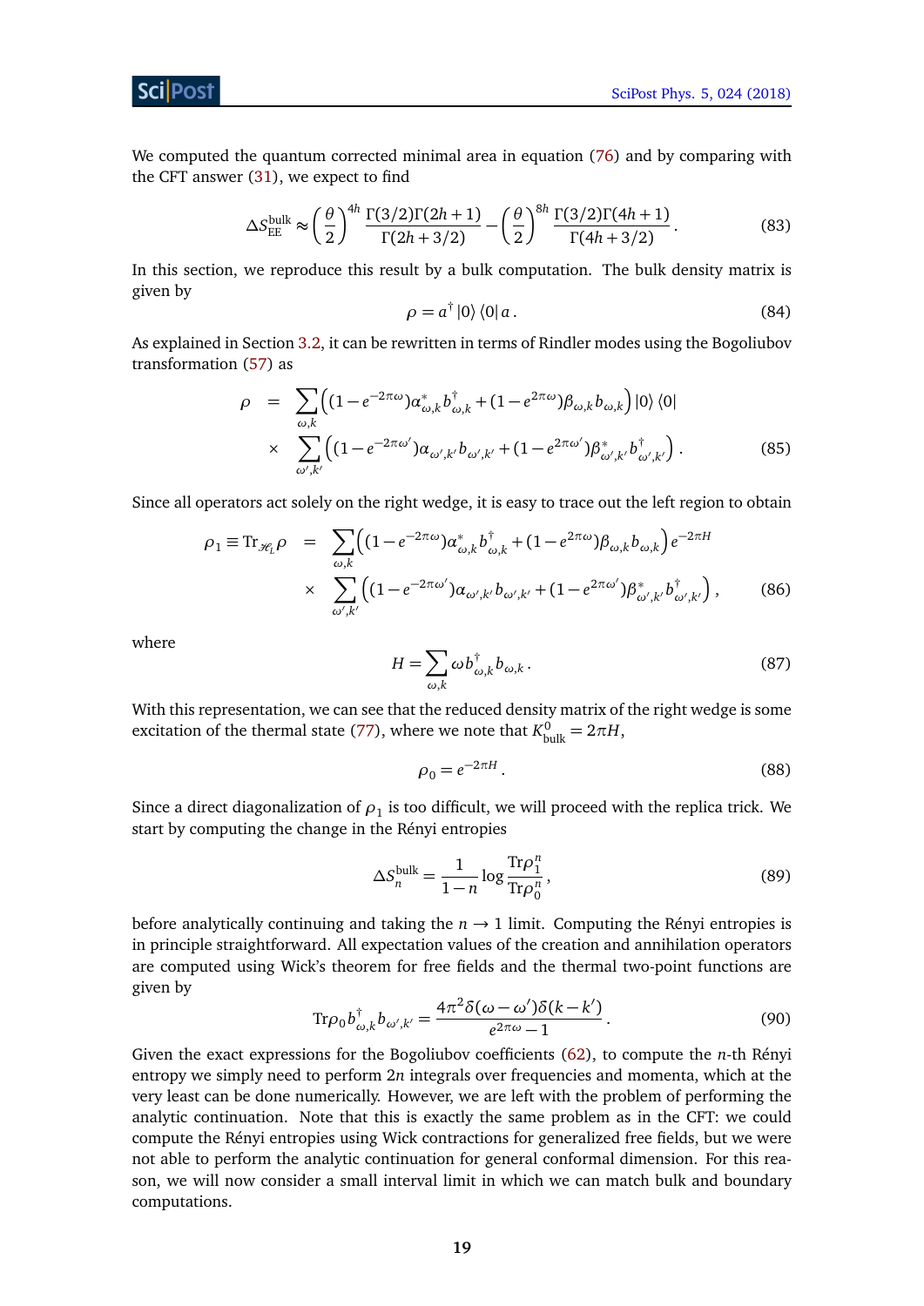We computed the quantum corrected minimal area in equation (76) and by comparing with the CFT answer (31), we expect to find

$$\Delta S_{\rm EE}^{\rm bulk} \approx \left(\frac{\theta}{2}\right)^{4h} \frac{\Gamma(3/2)\Gamma(2h+1)}{\Gamma(2h+3/2)} - \left(\frac{\theta}{2}\right)^{8h} \frac{\Gamma(3/2)\Gamma(4h+1)}{\Gamma(4h+3/2)}\,. \tag{83}$$

In this section, we reproduce this result by a bulk computation. The bulk density matrix is given by

$$\rho = a^\dagger |0\rangle \langle 0| \, a\,. \tag{84}$$

As explained in Section 3.2, it can be rewritten in terms of Rindler modes using the Bogoliubov transformation (57) as

$$\begin{aligned}
\rho \;&=\; \sum_{\omega,k} \Big( (1-e^{-2\pi\omega})\alpha^*_{\omega,k} b^\dagger_{\omega,k} + (1-e^{2\pi\omega})\beta_{\omega,k} b_{\omega,k} \Big) |0\rangle \langle 0| \\
&\times \sum_{\omega',k'} \Big( (1-e^{-2\pi\omega'})\alpha_{\omega',k'} b_{\omega',k'} + (1-e^{2\pi\omega'})\beta^*_{\omega',k'} b^\dagger_{\omega',k'} \Big)\,.
\end{aligned} \tag{85}$$

Since all operators act solely on the right wedge, it is easy to trace out the left region to obtain

$$\begin{aligned}
\rho_1 \equiv {\rm Tr}_{\mathscr{H}_L} \rho \;&=\; \sum_{\omega,k} \Big( (1-e^{-2\pi\omega})\alpha^*_{\omega,k} b^\dagger_{\omega,k} + (1-e^{2\pi\omega})\beta_{\omega,k} b_{\omega,k} \Big) e^{-2\pi H} \\
&\times \sum_{\omega',k'} \Big( (1-e^{-2\pi\omega'})\alpha_{\omega',k'} b_{\omega',k'} + (1-e^{2\pi\omega'})\beta^*_{\omega',k'} b^\dagger_{\omega',k'} \Big)\,,
\end{aligned} \tag{86}$$

where

$$H = \sum_{\omega,k} \omega \, b^\dagger_{\omega,k} b_{\omega,k}\,. \tag{87}$$

With this representation, we can see that the reduced density matrix of the right wedge is some excitation of the thermal state (77), where we note that $K^0_{\rm bulk} = 2\pi H$,

$$\rho_0 = e^{-2\pi H}\,. \tag{88}$$

Since a direct diagonalization of $\rho_1$ is too difficult, we will proceed with the replica trick. We start by computing the change in the Rényi entropies

$$\Delta S_n^{\rm bulk} = \frac{1}{1-n} \log \frac{{\rm Tr}\rho_1^n}{{\rm Tr}\rho_0^n}\,, \tag{89}$$

before analytically continuing and taking the $n \to 1$ limit. Computing the Rényi entropies is in principle straightforward. All expectation values of the creation and annihilation operators are computed using Wick's theorem for free fields and the thermal two-point functions are given by

$${\rm Tr}\rho_0 b^\dagger_{\omega,k} b_{\omega',k'} = \frac{4\pi^2 \delta(\omega-\omega')\delta(k-k')}{e^{2\pi\omega}-1}\,. \tag{90}$$

Given the exact expressions for the Bogoliubov coefficients (62), to compute the $n$-th Rényi entropy we simply need to perform $2n$ integrals over frequencies and momenta, which at the very least can be done numerically. However, we are left with the problem of performing the analytic continuation. Note that this is exactly the same problem as in the CFT: we could compute the Rényi entropies using Wick contractions for generalized free fields, but we were not able to perform the analytic continuation for general conformal dimension. For this reason, we will now consider a small interval limit in which we can match bulk and boundary computations.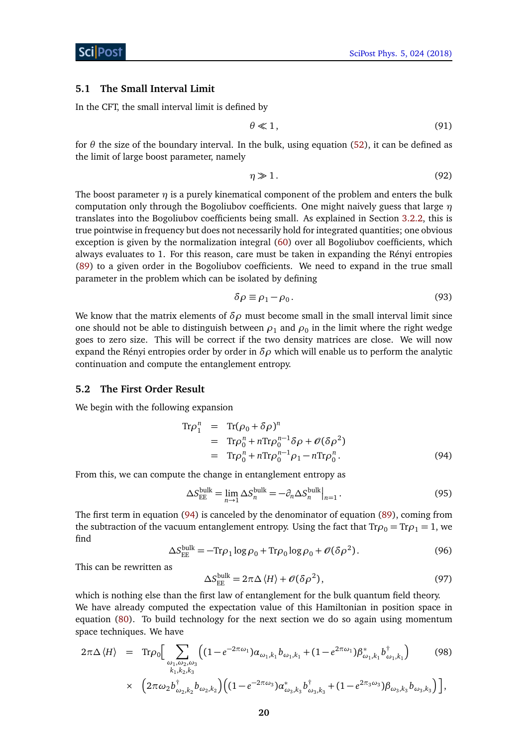### 5.1 The Small Interval Limit

In the CFT, the small interval limit is defined by

$$\theta \ll 1\,, \tag{91}$$

for $\theta$ the size of the boundary interval. In the bulk, using equation (52), it can be defined as the limit of large boost parameter, namely

$$\eta \gg 1\,. \tag{92}$$

The boost parameter $\eta$ is a purely kinematical component of the problem and enters the bulk computation only through the Bogoliubov coefficients. One might naively guess that large $\eta$ translates into the Bogoliubov coefficients being small. As explained in Section 3.2.2, this is true pointwise in frequency but does not necessarily hold for integrated quantities; one obvious exception is given by the normalization integral (60) over all Bogoliubov coefficients, which always evaluates to 1. For this reason, care must be taken in expanding the Rényi entropies (89) to a given order in the Bogoliubov coefficients. We need to expand in the true small parameter in the problem which can be isolated by defining

$$\delta\rho \equiv \rho_1 - \rho_0\,. \tag{93}$$

We know that the matrix elements of $\delta\rho$ must become small in the small interval limit since one should not be able to distinguish between $\rho_1$ and $\rho_0$ in the limit where the right wedge goes to zero size. This will be correct if the two density matrices are close. We will now expand the Rényi entropies order by order in $\delta\rho$ which will enable us to perform the analytic continuation and compute the entanglement entropy.

### 5.2 The First Order Result

We begin with the following expansion

$$\begin{aligned}
\mathrm{Tr}\rho_1^n &= \mathrm{Tr}(\rho_0 + \delta\rho)^n \\
&= \mathrm{Tr}\rho_0^n + n\mathrm{Tr}\rho_0^{n-1}\delta\rho + \mathcal{O}(\delta\rho^2) \\
&= \mathrm{Tr}\rho_0^n + n\mathrm{Tr}\rho_0^{n-1}\rho_1 - n\mathrm{Tr}\rho_0^n\,.
\end{aligned} \tag{94}$$

From this, we can compute the change in entanglement entropy as

$$\Delta S_{\rm EE}^{\rm bulk} = \lim_{n\to 1} \Delta S_n^{\rm bulk} = -\partial_n \Delta S_n^{\rm bulk}\big|_{n=1}\,. \tag{95}$$

The first term in equation (94) is canceled by the denominator of equation (89), coming from the subtraction of the vacuum entanglement entropy. Using the fact that $\mathrm{Tr}\rho_0 = \mathrm{Tr}\rho_1 = 1$, we find

$$\Delta S_{\rm EE}^{\rm bulk} = -\mathrm{Tr}\rho_1 \log\rho_0 + \mathrm{Tr}\rho_0\log\rho_0 + \mathcal{O}(\delta\rho^2)\,. \tag{96}$$

This can be rewritten as

$$\Delta S_{\rm EE}^{\rm bulk} = 2\pi\Delta\langle H\rangle + \mathcal{O}(\delta\rho^2)\,, \tag{97}$$

which is nothing else than the first law of entanglement for the bulk quantum field theory. We have already computed the expectation value of this Hamiltonian in position space in equation (80). To build technology for the next section we do so again using momentum space techniques. We have

$$\begin{aligned}
2\pi\Delta\langle H\rangle &= \mathrm{Tr}\rho_0\Big[\sum_{\substack{\omega_1,\omega_2,\omega_3\\k_1,k_2,k_3}}\Big((1-e^{-2\pi\omega_1})\alpha_{\omega_1,k_1}b_{\omega_1,k_1} + (1-e^{2\pi\omega_1})\beta^*_{\omega_1,k_1}b^\dagger_{\omega_1,k_1}\Big) \\
&\times \Big(2\pi\omega_2 b^\dagger_{\omega_2,k_2}b_{\omega_2,k_2}\Big)\Big((1-e^{-2\pi\omega_3})\alpha^*_{\omega_3,k_3}b^\dagger_{\omega_3,k_3} + (1-e^{2\pi_3\omega_3})\beta_{\omega_3,k_3}b_{\omega_3,k_3}\Big)\Big]\,,
\end{aligned} \tag{98}$$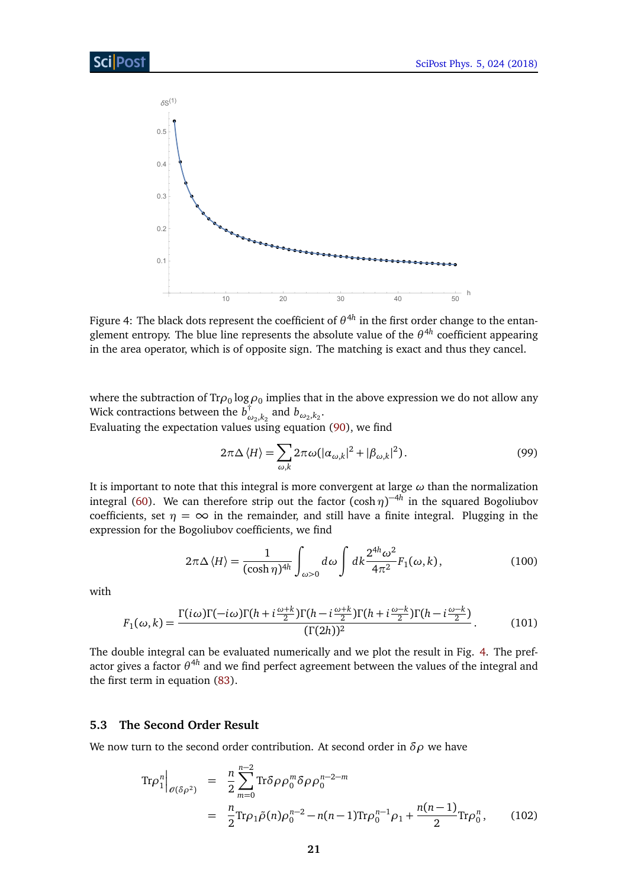Figure 4: The black dots represent the coefficient of $\theta^{4h}$ in the first order change to the entanglement entropy. The blue line represents the absolute value of the $\theta^{4h}$ coefficient appearing in the area operator, which is of opposite sign. The matching is exact and thus they cancel.

where the subtraction of $\mathrm{Tr}\rho_0 \log \rho_0$ implies that in the above expression we do not allow any Wick contractions between the $b^{\dagger}_{\omega_2,k_2}$ and $b_{\omega_2,k_2}$.

Evaluating the expectation values using equation (90), we find

$$2\pi\Delta \langle H \rangle = \sum_{\omega,k} 2\pi\omega(|\alpha_{\omega,k}|^2 + |\beta_{\omega,k}|^2). \tag{99}$$

It is important to note that this integral is more convergent at large $\omega$ than the normalization integral (60). We can therefore strip out the factor $(\cosh\eta)^{-4h}$ in the squared Bogoliubov coefficients, set $\eta = \infty$ in the remainder, and still have a finite integral. Plugging in the expression for the Bogoliubov coefficients, we find

$$2\pi\Delta \langle H \rangle = \frac{1}{(\cosh\eta)^{4h}} \int_{\omega>0} d\omega \int dk \frac{2^{4h}\omega^2}{4\pi^2} F_1(\omega,k), \tag{100}$$

with

$$F_1(\omega,k) = \frac{\Gamma(i\omega)\Gamma(-i\omega)\Gamma(h+i\frac{\omega+k}{2})\Gamma(h-i\frac{\omega+k}{2})\Gamma(h+i\frac{\omega-k}{2})\Gamma(h-i\frac{\omega-k}{2})}{(\Gamma(2h))^2}. \tag{101}$$

The double integral can be evaluated numerically and we plot the result in Fig. 4. The prefactor gives a factor $\theta^{4h}$ and we find perfect agreement between the values of the integral and the first term in equation (83).

### 5.3 The Second Order Result

We now turn to the second order contribution. At second order in $\delta\rho$ we have

$$\begin{aligned}
\mathrm{Tr}\rho_1^n\Big|_{\mathcal{O}(\delta\rho^2)} &= \frac{n}{2}\sum_{m=0}^{n-2} \mathrm{Tr}\delta\rho\rho_0^m\delta\rho\rho_0^{n-2-m} \\
&= \frac{n}{2}\mathrm{Tr}\rho_1\tilde{\rho}(n)\rho_0^{n-2} - n(n-1)\mathrm{Tr}\rho_0^{n-1}\rho_1 + \frac{n(n-1)}{2}\mathrm{Tr}\rho_0^n, \qquad (102)
\end{aligned}$$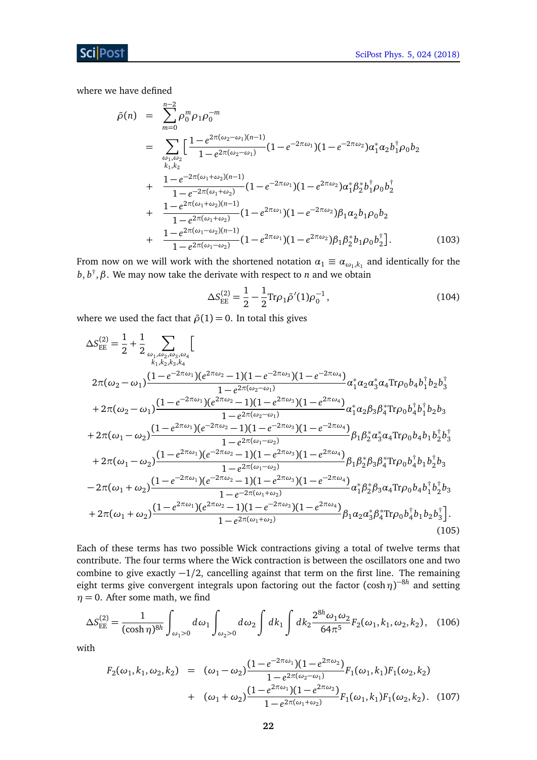where we have defined

$$
\begin{aligned}
\tilde{\rho}(n) &= \sum_{m=0}^{n-2} \rho_0^m \rho_1 \rho_0^{-m} \\
&= \sum_{\substack{\omega_1,\omega_2 \\ k_1,k_2}} \Big[ \frac{1-e^{2\pi(\omega_2-\omega_1)(n-1)}}{1-e^{2\pi(\omega_2-\omega_1)}} (1-e^{-2\pi\omega_1})(1-e^{-2\pi\omega_2}) \alpha_1^* \alpha_2 b_1^\dagger \rho_0 b_2 \\
&+ \frac{1-e^{-2\pi(\omega_1+\omega_2)(n-1)}}{1-e^{-2\pi(\omega_1+\omega_2)}} (1-e^{-2\pi\omega_1})(1-e^{2\pi\omega_2}) \alpha_1^* \beta_2^* b_1^\dagger \rho_0 b_2^\dagger \\
&+ \frac{1-e^{2\pi(\omega_1+\omega_2)(n-1)}}{1-e^{2\pi(\omega_1+\omega_2)}} (1-e^{2\pi\omega_1})(1-e^{-2\pi\omega_2}) \beta_1 \alpha_2 b_1 \rho_0 b_2 \\
&+ \frac{1-e^{2\pi(\omega_1-\omega_2)(n-1)}}{1-e^{2\pi(\omega_1-\omega_2)}} (1-e^{2\pi\omega_1})(1-e^{2\pi\omega_2}) \beta_1 \beta_2^* b_1 \rho_0 b_2^\dagger \Big].
\end{aligned} \tag{103}
$$

From now on we will work with the shortened notation $\alpha_1 \equiv \alpha_{\omega_1,k_1}$ and identically for the $b, b^\dagger, \beta$. We may now take the derivate with respect to $n$ and we obtain

$$
\Delta S_{\mathrm{EE}}^{(2)} = \frac{1}{2} - \frac{1}{2}\mathrm{Tr}\rho_1 \tilde{\rho}'(1)\rho_0^{-1}, \tag{104}
$$

where we used the fact that $\tilde{\rho}(1) = 0$. In total this gives

$$
\begin{aligned}
\Delta S_{\mathrm{EE}}^{(2)} = \frac{1}{2} + \frac{1}{2} \sum_{\substack{\omega_1,\omega_2,\omega_3,\omega_4 \\ k_1,k_2,k_3,k_4}} \Big[ \\
& 2\pi(\omega_2-\omega_1) \frac{(1-e^{-2\pi\omega_1})(e^{2\pi\omega_2}-1)(1-e^{-2\pi\omega_3})(1-e^{-2\pi\omega_4})}{1-e^{2\pi(\omega_2-\omega_1)}} \alpha_1^*\alpha_2\alpha_3^*\alpha_4 \mathrm{Tr}\rho_0 b_4 b_1^\dagger b_2 b_3^\dagger \\
& + 2\pi(\omega_2-\omega_1) \frac{(1-e^{-2\pi\omega_1})(e^{2\pi\omega_2}-1)(1-e^{2\pi\omega_3})(1-e^{2\pi\omega_4})}{1-e^{2\pi(\omega_2-\omega_1)}} \alpha_1^*\alpha_2\beta_3\beta_4^* \mathrm{Tr}\rho_0 b_4^\dagger b_1^\dagger b_2 b_3 \\
& + 2\pi(\omega_1-\omega_2) \frac{(1-e^{2\pi\omega_1})(e^{-2\pi\omega_2}-1)(1-e^{-2\pi\omega_3})(1-e^{-2\pi\omega_4})}{1-e^{2\pi(\omega_1-\omega_2)}} \beta_1\beta_2^*\alpha_3^*\alpha_4 \mathrm{Tr}\rho_0 b_4 b_1 b_2^\dagger b_3^\dagger \\
& + 2\pi(\omega_1-\omega_2) \frac{(1-e^{2\pi\omega_1})(e^{-2\pi\omega_2}-1)(1-e^{2\pi\omega_3})(1-e^{2\pi\omega_4})}{1-e^{2\pi(\omega_1-\omega_2)}} \beta_1\beta_2^*\beta_3\beta_4^* \mathrm{Tr}\rho_0 b_4^\dagger b_1 b_2^\dagger b_3 \\
& - 2\pi(\omega_1+\omega_2) \frac{(1-e^{-2\pi\omega_1})(e^{-2\pi\omega_2}-1)(1-e^{2\pi\omega_3})(1-e^{-2\pi\omega_4})}{1-e^{-2\pi(\omega_1+\omega_2)}} \alpha_1^*\beta_2^*\beta_3\alpha_4 \mathrm{Tr}\rho_0 b_4 b_1^\dagger b_2^\dagger b_3 \\
& + 2\pi(\omega_1+\omega_2) \frac{(1-e^{2\pi\omega_1})(e^{2\pi\omega_2}-1)(1-e^{-2\pi\omega_3})(1-e^{2\pi\omega_4})}{1-e^{2\pi(\omega_1+\omega_2)}} \beta_1\alpha_2\alpha_3^*\beta_4^* \mathrm{Tr}\rho_0 b_4^\dagger b_1 b_2 b_3^\dagger \Big].
\end{aligned} \tag{105}
$$

Each of these terms has two possible Wick contractions giving a total of twelve terms that contribute. The four terms where the Wick contraction is between the oscillators one and two combine to give exactly $-1/2$, cancelling against that term on the first line. The remaining eight terms give convergent integrals upon factoring out the factor $(\cosh\eta)^{-8h}$ and setting $\eta = 0$. After some math, we find

$$
\Delta S_{\mathrm{EE}}^{(2)} = \frac{1}{(\cosh\eta)^{8h}} \int_{\omega_1>0} d\omega_1 \int_{\omega_2>0} d\omega_2 \int dk_1 \int dk_2 \frac{2^{8h}\omega_1\omega_2}{64\pi^5} F_2(\omega_1,k_1,\omega_2,k_2), \tag{106}
$$

with

$$
\begin{aligned}
F_2(\omega_1,k_1,\omega_2,k_2) &= (\omega_1-\omega_2)\frac{(1-e^{-2\pi\omega_1})(1-e^{2\pi\omega_2})}{1-e^{2\pi(\omega_2-\omega_1)}} F_1(\omega_1,k_1)F_1(\omega_2,k_2) \\
&+ (\omega_1+\omega_2)\frac{(1-e^{2\pi\omega_1})(1-e^{2\pi\omega_2})}{1-e^{2\pi(\omega_1+\omega_2)}} F_1(\omega_1,k_1)F_1(\omega_2,k_2).
\end{aligned} \tag{107}
$$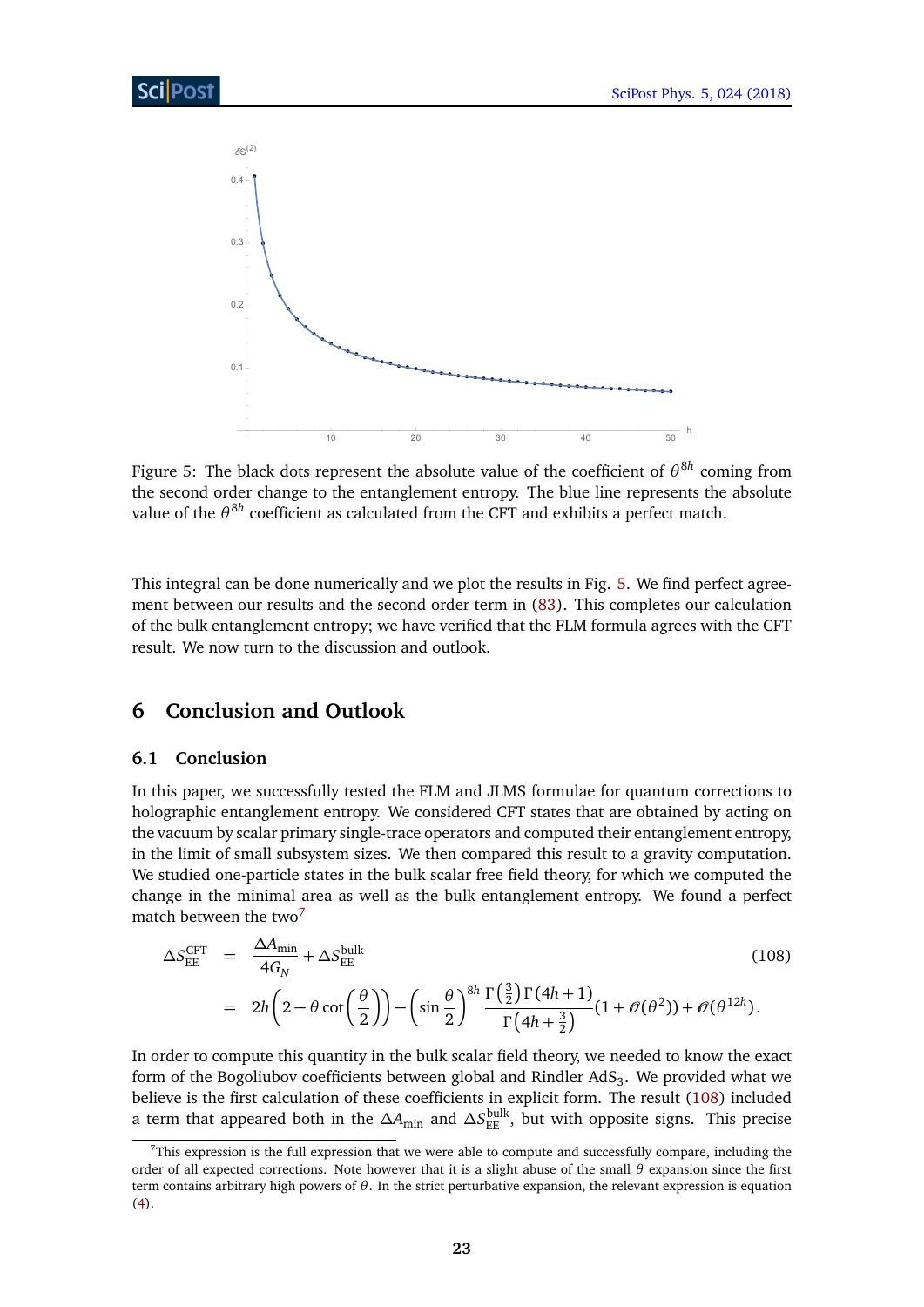Figure 5: The black dots represent the absolute value of the coefficient of $\theta^{8h}$ coming from the second order change to the entanglement entropy. The blue line represents the absolute value of the $\theta^{8h}$ coefficient as calculated from the CFT and exhibits a perfect match.

This integral can be done numerically and we plot the results in Fig. 5. We find perfect agreement between our results and the second order term in (83). This completes our calculation of the bulk entanglement entropy; we have verified that the FLM formula agrees with the CFT result. We now turn to the discussion and outlook.

## 6 Conclusion and Outlook

### 6.1 Conclusion

In this paper, we successfully tested the FLM and JLMS formulae for quantum corrections to holographic entanglement entropy. We considered CFT states that are obtained by acting on the vacuum by scalar primary single-trace operators and computed their entanglement entropy, in the limit of small subsystem sizes. We then compared this result to a gravity computation. We studied one-particle states in the bulk scalar free field theory, for which we computed the change in the minimal area as well as the bulk entanglement entropy. We found a perfect match between the two[7]

$$
\begin{aligned}
\Delta S_{\text{EE}}^{\text{CFT}} &= \frac{\Delta A_{\min}}{4G_N} + \Delta S_{\text{EE}}^{\text{bulk}} \qquad (108) \\
&= 2h\left(2 - \theta \cot\left(\frac{\theta}{2}\right)\right) - \left(\sin\frac{\theta}{2}\right)^{8h} \frac{\Gamma\left(\frac{3}{2}\right)\Gamma(4h+1)}{\Gamma\left(4h+\frac{3}{2}\right)}(1+\mathcal{O}(\theta^2)) + \mathcal{O}(\theta^{12h}).
\end{aligned}
$$

In order to compute this quantity in the bulk scalar field theory, we needed to know the exact form of the Bogoliubov coefficients between global and Rindler $\text{AdS}_3$. We provided what we believe is the first calculation of these coefficients in explicit form. The result (108) included a term that appeared both in the $\Delta A_{\min}$ and $\Delta S_{\text{EE}}^{\text{bulk}}$, but with opposite signs. This precise

[7] This expression is the full expression that we were able to compute and successfully compare, including the order of all expected corrections. Note however that it is a slight abuse of the small $\theta$ expansion since the first term contains arbitrary high powers of $\theta$. In the strict perturbative expansion, the relevant expression is equation (4).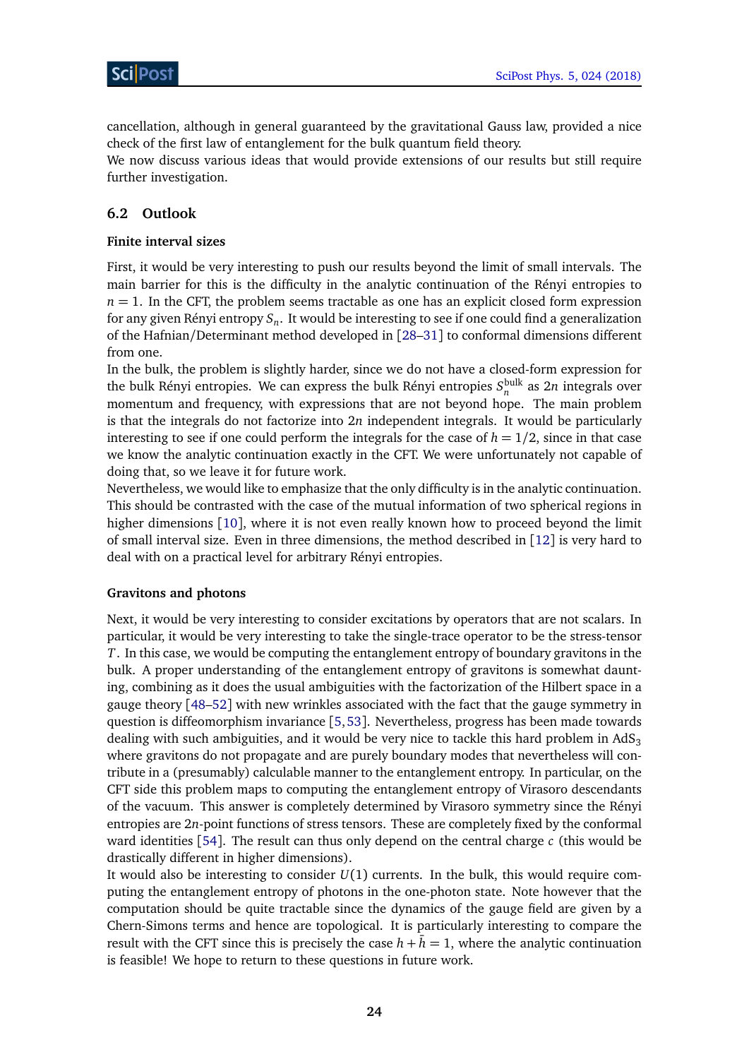cancellation, although in general guaranteed by the gravitational Gauss law, provided a nice check of the first law of entanglement for the bulk quantum field theory.

We now discuss various ideas that would provide extensions of our results but still require further investigation.

## 6.2 Outlook

**Finite interval sizes**

First, it would be very interesting to push our results beyond the limit of small intervals. The main barrier for this is the difficulty in the analytic continuation of the Rényi entropies to $n = 1$. In the CFT, the problem seems tractable as one has an explicit closed form expression for any given Rényi entropy $S_n$. It would be interesting to see if one could find a generalization of the Hafnian/Determinant method developed in [28–31] to conformal dimensions different from one.

In the bulk, the problem is slightly harder, since we do not have a closed-form expression for the bulk Rényi entropies. We can express the bulk Rényi entropies $S_n^{\text{bulk}}$ as $2n$ integrals over momentum and frequency, with expressions that are not beyond hope. The main problem is that the integrals do not factorize into $2n$ independent integrals. It would be particularly interesting to see if one could perform the integrals for the case of $h = 1/2$, since in that case we know the analytic continuation exactly in the CFT. We were unfortunately not capable of doing that, so we leave it for future work.

Nevertheless, we would like to emphasize that the only difficulty is in the analytic continuation. This should be contrasted with the case of the mutual information of two spherical regions in higher dimensions [10], where it is not even really known how to proceed beyond the limit of small interval size. Even in three dimensions, the method described in [12] is very hard to deal with on a practical level for arbitrary Rényi entropies.

**Gravitons and photons**

Next, it would be very interesting to consider excitations by operators that are not scalars. In particular, it would be very interesting to take the single-trace operator to be the stress-tensor $T$. In this case, we would be computing the entanglement entropy of boundary gravitons in the bulk. A proper understanding of the entanglement entropy of gravitons is somewhat daunting, combining as it does the usual ambiguities with the factorization of the Hilbert space in a gauge theory [48–52] with new wrinkles associated with the fact that the gauge symmetry in question is diffeomorphism invariance [5,53]. Nevertheless, progress has been made towards dealing with such ambiguities, and it would be very nice to tackle this hard problem in $\text{AdS}_3$ where gravitons do not propagate and are purely boundary modes that nevertheless will contribute in a (presumably) calculable manner to the entanglement entropy. In particular, on the CFT side this problem maps to computing the entanglement entropy of Virasoro descendants of the vacuum. This answer is completely determined by Virasoro symmetry since the Rényi entropies are $2n$-point functions of stress tensors. These are completely fixed by the conformal ward identities [54]. The result can thus only depend on the central charge $c$ (this would be drastically different in higher dimensions).

It would also be interesting to consider $U(1)$ currents. In the bulk, this would require computing the entanglement entropy of photons in the one-photon state. Note however that the computation should be quite tractable since the dynamics of the gauge field are given by a Chern-Simons terms and hence are topological. It is particularly interesting to compare the result with the CFT since this is precisely the case $h + \bar{h} = 1$, where the analytic continuation is feasible! We hope to return to these questions in future work.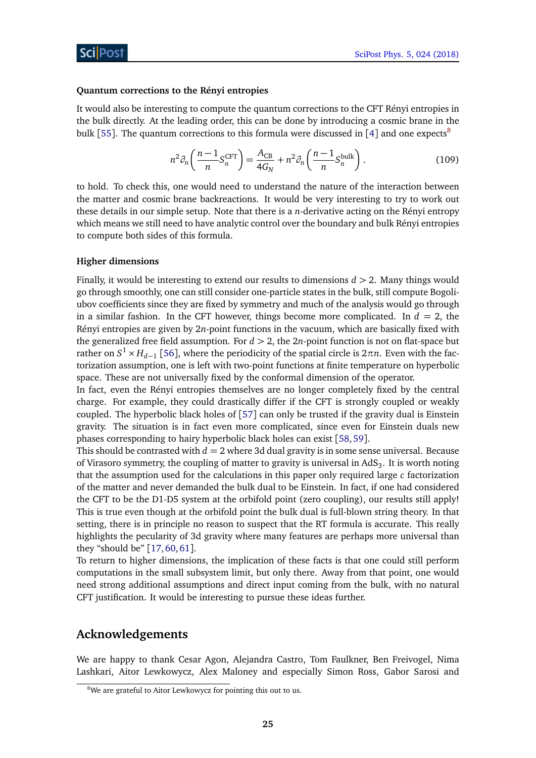### Quantum corrections to the Rényi entropies

It would also be interesting to compute the quantum corrections to the CFT Rényi entropies in the bulk directly. At the leading order, this can be done by introducing a cosmic brane in the bulk [55]. The quantum corrections to this formula were discussed in [4] and one expects[8]

$$n^2\partial_n\left(\frac{n-1}{n}S_n^{\text{CFT}}\right) = \frac{A_{\text{CB}}}{4G_N} + n^2\partial_n\left(\frac{n-1}{n}S_n^{\text{bulk}}\right). \tag{109}$$

to hold. To check this, one would need to understand the nature of the interaction between the matter and cosmic brane backreactions. It would be very interesting to try to work out these details in our simple setup. Note that there is a $n$-derivative acting on the Rényi entropy which means we still need to have analytic control over the boundary and bulk Rényi entropies to compute both sides of this formula.

### Higher dimensions

Finally, it would be interesting to extend our results to dimensions $d > 2$. Many things would go through smoothly, one can still consider one-particle states in the bulk, still compute Bogoliubov coefficients since they are fixed by symmetry and much of the analysis would go through in a similar fashion. In the CFT however, things become more complicated. In $d = 2$, the Rényi entropies are given by $2n$-point functions in the vacuum, which are basically fixed with the generalized free field assumption. For $d > 2$, the $2n$-point function is not on flat-space but rather on $S^1 \times H_{d-1}$ [56], where the periodicity of the spatial circle is $2\pi n$. Even with the factorization assumption, one is left with two-point functions at finite temperature on hyperbolic space. These are not universally fixed by the conformal dimension of the operator.

In fact, even the Rényi entropies themselves are no longer completely fixed by the central charge. For example, they could drastically differ if the CFT is strongly coupled or weakly coupled. The hyperbolic black holes of [57] can only be trusted if the gravity dual is Einstein gravity. The situation is in fact even more complicated, since even for Einstein duals new phases corresponding to hairy hyperbolic black holes can exist [58, 59].

This should be contrasted with $d = 2$ where 3d dual gravity is in some sense universal. Because of Virasoro symmetry, the coupling of matter to gravity is universal in $\text{AdS}_3$. It is worth noting that the assumption used for the calculations in this paper only required large $c$ factorization of the matter and never demanded the bulk dual to be Einstein. In fact, if one had considered the CFT to be the D1-D5 system at the orbifold point (zero coupling), our results still apply! This is true even though at the orbifold point the bulk dual is full-blown string theory. In that setting, there is in principle no reason to suspect that the RT formula is accurate. This really highlights the pecularity of 3d gravity where many features are perhaps more universal than they "should be" [17, 60, 61].

To return to higher dimensions, the implication of these facts is that one could still perform computations in the small subsystem limit, but only there. Away from that point, one would need strong additional assumptions and direct input coming from the bulk, with no natural CFT justification. It would be interesting to pursue these ideas further.

## Acknowledgements

We are happy to thank Cesar Agon, Alejandra Castro, Tom Faulkner, Ben Freivogel, Nima Lashkari, Aitor Lewkowycz, Alex Maloney and especially Simon Ross, Gabor Sarosi and

[8] We are grateful to Aitor Lewkowycz for pointing this out to us.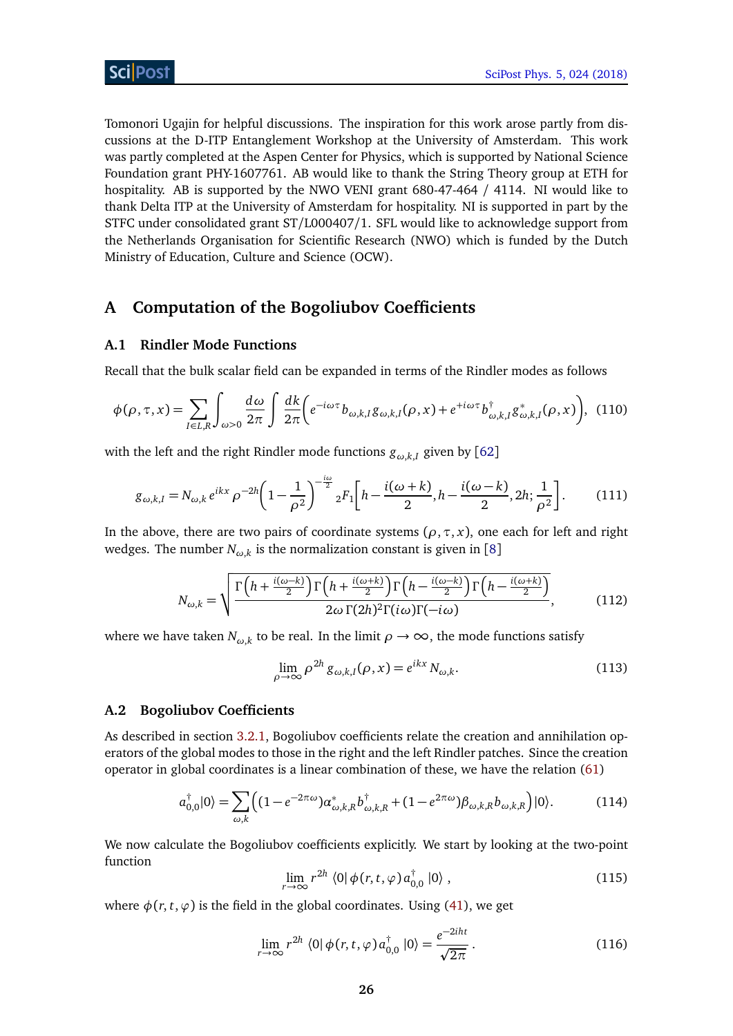Tomonori Ugajin for helpful discussions. The inspiration for this work arose partly from discussions at the D-ITP Entanglement Workshop at the University of Amsterdam. This work was partly completed at the Aspen Center for Physics, which is supported by National Science Foundation grant PHY-1607761. AB would like to thank the String Theory group at ETH for hospitality. AB is supported by the NWO VENI grant 680-47-464 / 4114. NI would like to thank Delta ITP at the University of Amsterdam for hospitality. NI is supported in part by the STFC under consolidated grant ST/L000407/1. SFL would like to acknowledge support from the Netherlands Organisation for Scientific Research (NWO) which is funded by the Dutch Ministry of Education, Culture and Science (OCW).

## A Computation of the Bogoliubov Coefficients

### A.1 Rindler Mode Functions

Recall that the bulk scalar field can be expanded in terms of the Rindler modes as follows

$$\phi(\rho,\tau,x)=\sum_{I\in L,R}\int_{\omega>0}\frac{d\omega}{2\pi}\int\frac{dk}{2\pi}\Big(e^{-i\omega\tau}b_{\omega,k,I}\,g_{\omega,k,I}(\rho,x)+e^{+i\omega\tau}b^{\dagger}_{\omega,k,I}\,g^{*}_{\omega,k,I}(\rho,x)\Big),\tag{110}$$

with the left and the right Rindler mode functions $g_{\omega,k,I}$ given by [62]

$$g_{\omega,k,I}=N_{\omega,k}\,e^{ikx}\,\rho^{-2h}\Big(1-\frac{1}{\rho^2}\Big)^{-\frac{i\omega}{2}}{}_2F_1\Big[h-\frac{i(\omega+k)}{2},h-\frac{i(\omega-k)}{2},2h;\frac{1}{\rho^2}\Big].\tag{111}$$

In the above, there are two pairs of coordinate systems $(\rho,\tau,x)$, one each for left and right wedges. The number $N_{\omega,k}$ is the normalization constant is given in [8]

$$N_{\omega,k}=\sqrt{\frac{\Gamma\Big(h+\frac{i(\omega-k)}{2}\Big)\Gamma\Big(h+\frac{i(\omega+k)}{2}\Big)\Gamma\Big(h-\frac{i(\omega-k)}{2}\Big)\Gamma\Big(h-\frac{i(\omega+k)}{2}\Big)}{2\omega\,\Gamma(2h)^2\Gamma(i\omega)\Gamma(-i\omega)}},\tag{112}$$

where we have taken $N_{\omega,k}$ to be real. In the limit $\rho\to\infty$, the mode functions satisfy

$$\lim_{\rho\to\infty}\rho^{2h}\,g_{\omega,k,I}(\rho,x)=e^{ikx}\,N_{\omega,k}.\tag{113}$$

### A.2 Bogoliubov Coefficients

As described in section 3.2.1, Bogoliubov coefficients relate the creation and annihilation operators of the global modes to those in the right and the left Rindler patches. Since the creation operator in global coordinates is a linear combination of these, we have the relation (61)

$$a^{\dagger}_{0,0}|0\rangle=\sum_{\omega,k}\Big((1-e^{-2\pi\omega})\alpha^{*}_{\omega,k,R}\,b^{\dagger}_{\omega,k,R}+(1-e^{2\pi\omega})\beta_{\omega,k,R}\,b_{\omega,k,R}\Big)|0\rangle.\tag{114}$$

We now calculate the Bogoliubov coefficients explicitly. We start by looking at the two-point function

$$\lim_{r\to\infty}r^{2h}\,\langle 0|\,\phi(r,t,\varphi)\,a^{\dagger}_{0,0}\,|0\rangle\;,\tag{115}$$

where $\phi(r,t,\varphi)$ is the field in the global coordinates. Using (41), we get

$$\lim_{r\to\infty}r^{2h}\,\langle 0|\,\phi(r,t,\varphi)\,a^{\dagger}_{0,0}\,|0\rangle=\frac{e^{-2iht}}{\sqrt{2\pi}}\,.\tag{116}$$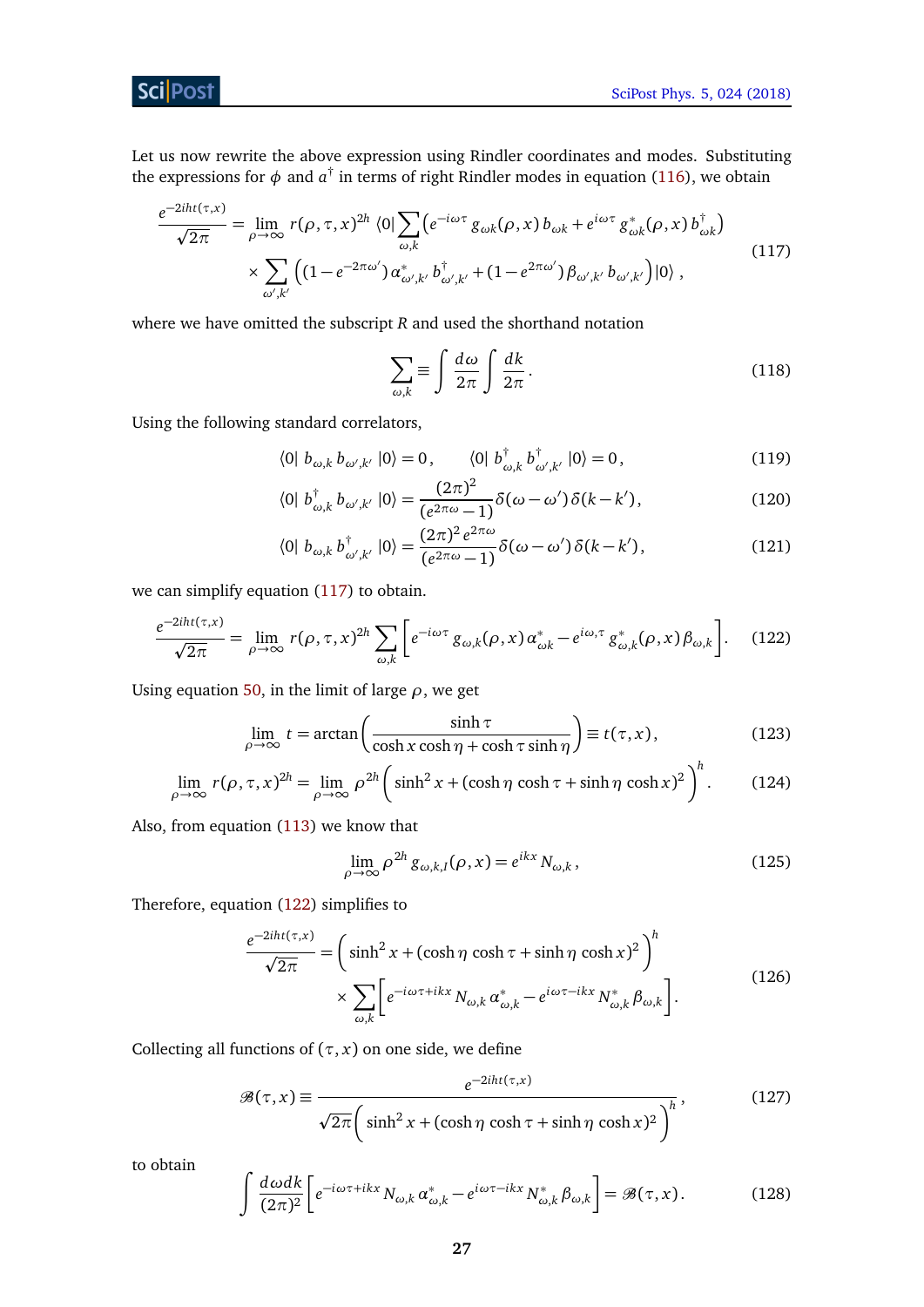Let us now rewrite the above expression using Rindler coordinates and modes. Substituting the expressions for $\phi$ and $a^\dagger$ in terms of right Rindler modes in equation (116), we obtain

$$
\begin{aligned}
\frac{e^{-2iht(\tau,x)}}{\sqrt{2\pi}} = \lim_{\rho\to\infty} r(\rho,\tau,x)^{2h} \, \langle 0| \sum_{\omega,k} \left(e^{-i\omega\tau}\, g_{\omega k}(\rho,x)\, b_{\omega k} + e^{i\omega\tau}\, g^*_{\omega k}(\rho,x)\, b^\dagger_{\omega k}\right) \\
\times \sum_{\omega',k'} \left((1-e^{-2\pi\omega'})\, \alpha^*_{\omega',k'}\, b^\dagger_{\omega',k'} + (1-e^{2\pi\omega'})\, \beta_{\omega',k'}\, b_{\omega',k'}\right)|0\rangle \,,
\end{aligned}
\tag{117}
$$

where we have omitted the subscript $R$ and used the shorthand notation

$$
\sum_{\omega,k} \equiv \int \frac{d\omega}{2\pi} \int \frac{dk}{2\pi}\,. \tag{118}
$$

Using the following standard correlators,

$$
\langle 0|\, b_{\omega,k}\, b_{\omega',k'}\, |0\rangle = 0\,, \qquad \langle 0|\, b^\dagger_{\omega,k}\, b^\dagger_{\omega',k'}\, |0\rangle = 0\,, \tag{119}
$$

$$
\langle 0|\, b^\dagger_{\omega,k}\, b_{\omega',k'}\, |0\rangle = \frac{(2\pi)^2}{(e^{2\pi\omega}-1)} \delta(\omega-\omega')\,\delta(k-k')\,, \tag{120}
$$

$$
\langle 0|\, b_{\omega,k}\, b^\dagger_{\omega',k'}\, |0\rangle = \frac{(2\pi)^2\, e^{2\pi\omega}}{(e^{2\pi\omega}-1)} \delta(\omega-\omega')\,\delta(k-k')\,, \tag{121}
$$

we can simplify equation (117) to obtain.

$$
\frac{e^{-2iht(\tau,x)}}{\sqrt{2\pi}} = \lim_{\rho\to\infty} r(\rho,\tau,x)^{2h} \sum_{\omega,k} \left[ e^{-i\omega\tau}\, g_{\omega,k}(\rho,x)\, \alpha^*_{\omega k} - e^{i\omega,\tau}\, g^*_{\omega,k}(\rho,x)\, \beta_{\omega,k} \right]. \tag{122}
$$

Using equation 50, in the limit of large $\rho$, we get

$$
\lim_{\rho\to\infty} t = \arctan\left(\frac{\sinh\tau}{\cosh x \cosh\eta + \cosh\tau \sinh\eta}\right) \equiv t(\tau,x)\,, \tag{123}
$$

$$
\lim_{\rho\to\infty} r(\rho,\tau,x)^{2h} = \lim_{\rho\to\infty} \rho^{2h} \left(\sinh^2 x + (\cosh\eta \cosh\tau + \sinh\eta \cosh x)^2\right)^h. \tag{124}
$$

Also, from equation (113) we know that

$$
\lim_{\rho\to\infty} \rho^{2h}\, g_{\omega,k,I}(\rho,x) = e^{ikx}\, N_{\omega,k}\,, \tag{125}
$$

Therefore, equation (122) simplifies to

$$
\begin{aligned}
\frac{e^{-2iht(\tau,x)}}{\sqrt{2\pi}} = \left(\sinh^2 x + (\cosh\eta \cosh\tau + \sinh\eta \cosh x)^2\right)^h \\
\times \sum_{\omega,k} \left[ e^{-i\omega\tau+ikx}\, N_{\omega,k}\, \alpha^*_{\omega,k} - e^{i\omega\tau-ikx}\, N^*_{\omega,k}\, \beta_{\omega,k} \right].
\end{aligned}
\tag{126}
$$

Collecting all functions of $(\tau,x)$ on one side, we define

$$
\mathscr{B}(\tau,x) \equiv \frac{e^{-2iht(\tau,x)}}{\sqrt{2\pi}\left(\sinh^2 x + (\cosh\eta \cosh\tau + \sinh\eta \cosh x)^2\right)^h}\,, \tag{127}
$$

to obtain

$$
\int \frac{d\omega dk}{(2\pi)^2} \left[ e^{-i\omega\tau+ikx}\, N_{\omega,k}\, \alpha^*_{\omega,k} - e^{i\omega\tau-ikx}\, N^*_{\omega,k}\, \beta_{\omega,k} \right] = \mathscr{B}(\tau,x)\,. \tag{128}
$$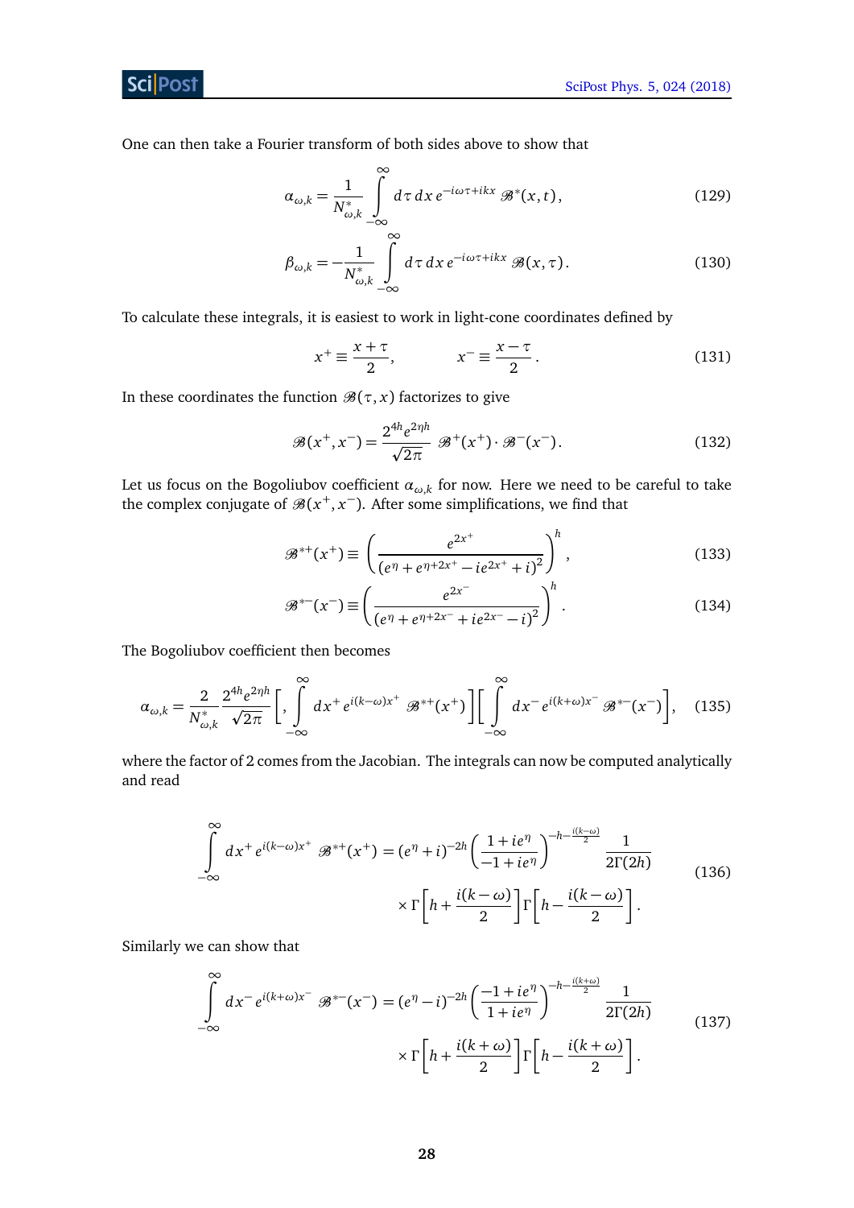One can then take a Fourier transform of both sides above to show that

$$\alpha_{\omega,k} = \frac{1}{N^*_{\omega,k}} \int_{-\infty}^{\infty} d\tau\, dx\, e^{-i\omega\tau + ikx}\, \mathscr{B}^*(x,t)\,, \tag{129}$$

$$\beta_{\omega,k} = -\frac{1}{N^*_{\omega,k}} \int_{-\infty}^{\infty} d\tau\, dx\, e^{-i\omega\tau + ikx}\, \mathscr{B}(x,\tau)\,. \tag{130}$$

To calculate these integrals, it is easiest to work in light-cone coordinates defined by

$$x^+ \equiv \frac{x+\tau}{2}, \qquad\qquad x^- \equiv \frac{x-\tau}{2}\,. \tag{131}$$

In these coordinates the function $\mathscr{B}(\tau, x)$ factorizes to give

$$\mathscr{B}(x^+, x^-) = \frac{2^{4h} e^{2\eta h}}{\sqrt{2\pi}}\; \mathscr{B}^+(x^+)\cdot \mathscr{B}^-(x^-)\,. \tag{132}$$

Let us focus on the Bogoliubov coefficient $\alpha_{\omega,k}$ for now. Here we need to be careful to take the complex conjugate of $\mathscr{B}(x^+, x^-)$. After some simplifications, we find that

$$\mathscr{B}^{*+}(x^+) \equiv \left(\frac{e^{2x^+}}{\left(e^{\eta} + e^{\eta+2x^+} - ie^{2x^+} + i\right)^2}\right)^h, \tag{133}$$

$$\mathscr{B}^{*-}(x^-) \equiv \left(\frac{e^{2x^-}}{\left(e^{\eta} + e^{\eta+2x^-} + ie^{2x^-} - i\right)^2}\right)^h. \tag{134}$$

The Bogoliubov coefficient then becomes

$$\alpha_{\omega,k} = \frac{2}{N^*_{\omega,k}} \frac{2^{4h} e^{2\eta h}}{\sqrt{2\pi}} \left[, \int_{-\infty}^{\infty} dx^+\, e^{i(k-\omega)x^+}\; \mathscr{B}^{*+}(x^+)\right]\left[\int_{-\infty}^{\infty} dx^-\, e^{i(k+\omega)x^-}\; \mathscr{B}^{*-}(x^-)\right], \tag{135}$$

where the factor of 2 comes from the Jacobian. The integrals can now be computed analytically and read

$$\begin{aligned}\int_{-\infty}^{\infty} dx^+\, e^{i(k-\omega)x^+}\; \mathscr{B}^{*+}(x^+) = (e^{\eta}+i)^{-2h}\left(\frac{1+ie^{\eta}}{-1+ie^{\eta}}\right)^{-h-\frac{i(k-\omega)}{2}} \frac{1}{2\Gamma(2h)} \\ \times \Gamma\left[h + \frac{i(k-\omega)}{2}\right]\Gamma\left[h - \frac{i(k-\omega)}{2}\right].\end{aligned} \tag{136}$$

Similarly we can show that

$$\begin{aligned}\int_{-\infty}^{\infty} dx^-\, e^{i(k+\omega)x^-}\; \mathscr{B}^{*-}(x^-) = (e^{\eta}-i)^{-2h}\left(\frac{-1+ie^{\eta}}{1+ie^{\eta}}\right)^{-h-\frac{i(k+\omega)}{2}} \frac{1}{2\Gamma(2h)} \\ \times \Gamma\left[h + \frac{i(k+\omega)}{2}\right]\Gamma\left[h - \frac{i(k+\omega)}{2}\right].\end{aligned} \tag{137}$$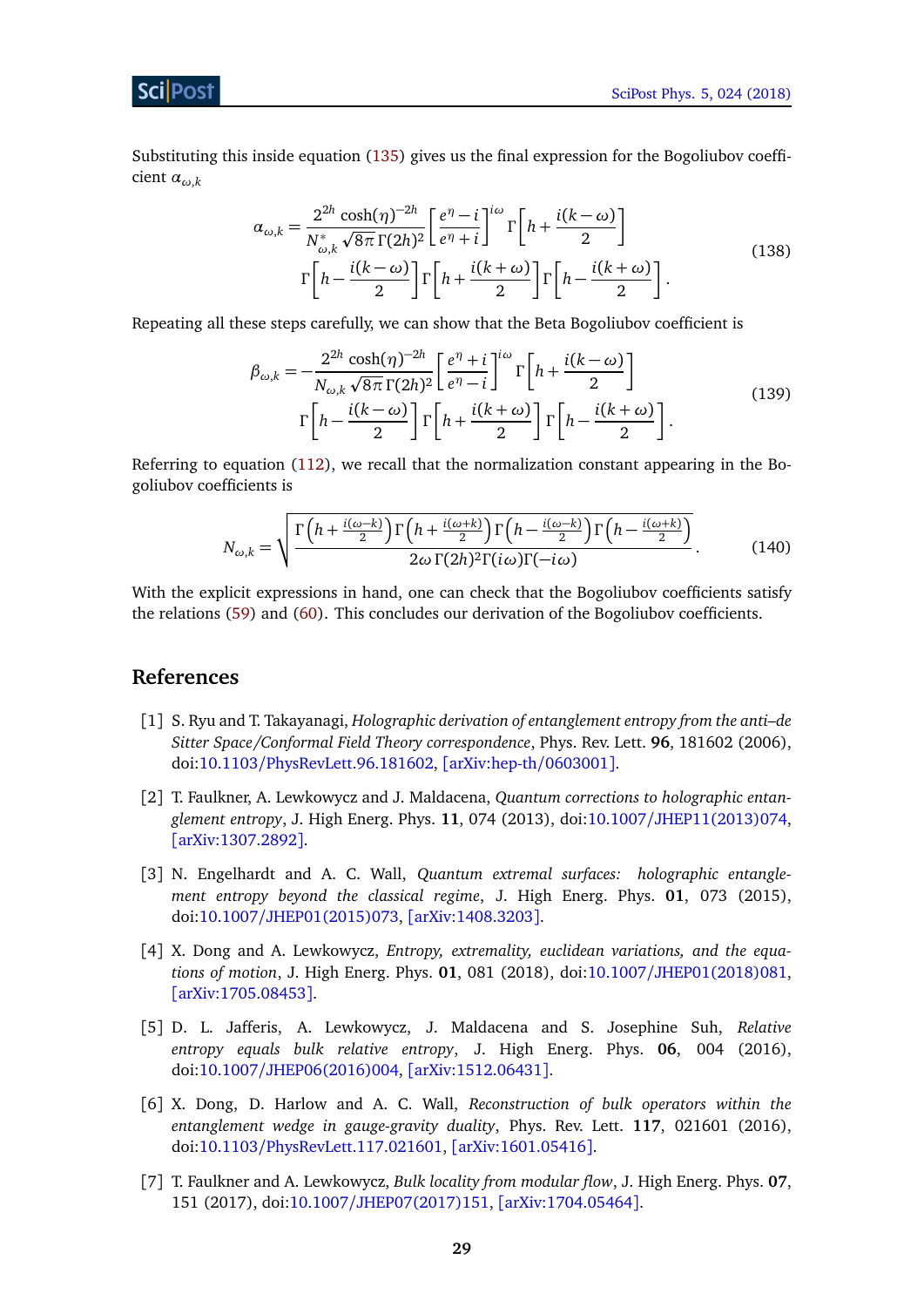Substituting this inside equation (135) gives us the final expression for the Bogoliubov coefficient $\alpha_{\omega,k}$

$$
\alpha_{\omega,k} = \frac{2^{2h}\cosh(\eta)^{-2h}}{N^*_{\omega,k}\sqrt{8\pi}\,\Gamma(2h)^2}\left[\frac{e^\eta - i}{e^\eta + i}\right]^{i\omega}\Gamma\left[h + \frac{i(k-\omega)}{2}\right]
\Gamma\left[h - \frac{i(k-\omega)}{2}\right]\Gamma\left[h + \frac{i(k+\omega)}{2}\right]\Gamma\left[h - \frac{i(k+\omega)}{2}\right]. \tag{138}
$$

Repeating all these steps carefully, we can show that the Beta Bogoliubov coefficient is

$$
\beta_{\omega,k} = -\frac{2^{2h}\cosh(\eta)^{-2h}}{N_{\omega,k}\sqrt{8\pi}\,\Gamma(2h)^2}\left[\frac{e^\eta + i}{e^\eta - i}\right]^{i\omega}\Gamma\left[h + \frac{i(k-\omega)}{2}\right]
\Gamma\left[h - \frac{i(k-\omega)}{2}\right]\Gamma\left[h + \frac{i(k+\omega)}{2}\right]\Gamma\left[h - \frac{i(k+\omega)}{2}\right]. \tag{139}
$$

Referring to equation (112), we recall that the normalization constant appearing in the Bogoliubov coefficients is

$$
N_{\omega,k} = \sqrt{\frac{\Gamma\left(h + \frac{i(\omega-k)}{2}\right)\Gamma\left(h + \frac{i(\omega+k)}{2}\right)\Gamma\left(h - \frac{i(\omega-k)}{2}\right)\Gamma\left(h - \frac{i(\omega+k)}{2}\right)}{2\omega\,\Gamma(2h)^2\Gamma(i\omega)\Gamma(-i\omega)}}. \tag{140}
$$

With the explicit expressions in hand, one can check that the Bogoliubov coefficients satisfy the relations (59) and (60). This concludes our derivation of the Bogoliubov coefficients.

## References

[1] S. Ryu and T. Takayanagi, *Holographic derivation of entanglement entropy from the anti–de Sitter Space/Conformal Field Theory correspondence*, Phys. Rev. Lett. **96**, 181602 (2006), doi:10.1103/PhysRevLett.96.181602, [arXiv:hep-th/0603001].

[2] T. Faulkner, A. Lewkowycz and J. Maldacena, *Quantum corrections to holographic entanglement entropy*, J. High Energ. Phys. **11**, 074 (2013), doi:10.1007/JHEP11(2013)074, [arXiv:1307.2892].

[3] N. Engelhardt and A. C. Wall, *Quantum extremal surfaces: holographic entanglement entropy beyond the classical regime*, J. High Energ. Phys. **01**, 073 (2015), doi:10.1007/JHEP01(2015)073, [arXiv:1408.3203].

[4] X. Dong and A. Lewkowycz, *Entropy, extremality, euclidean variations, and the equations of motion*, J. High Energ. Phys. **01**, 081 (2018), doi:10.1007/JHEP01(2018)081, [arXiv:1705.08453].

[5] D. L. Jafferis, A. Lewkowycz, J. Maldacena and S. Josephine Suh, *Relative entropy equals bulk relative entropy*, J. High Energ. Phys. **06**, 004 (2016), doi:10.1007/JHEP06(2016)004, [arXiv:1512.06431].

[6] X. Dong, D. Harlow and A. C. Wall, *Reconstruction of bulk operators within the entanglement wedge in gauge-gravity duality*, Phys. Rev. Lett. **117**, 021601 (2016), doi:10.1103/PhysRevLett.117.021601, [arXiv:1601.05416].

[7] T. Faulkner and A. Lewkowycz, *Bulk locality from modular flow*, J. High Energ. Phys. **07**, 151 (2017), doi:10.1007/JHEP07(2017)151, [arXiv:1704.05464].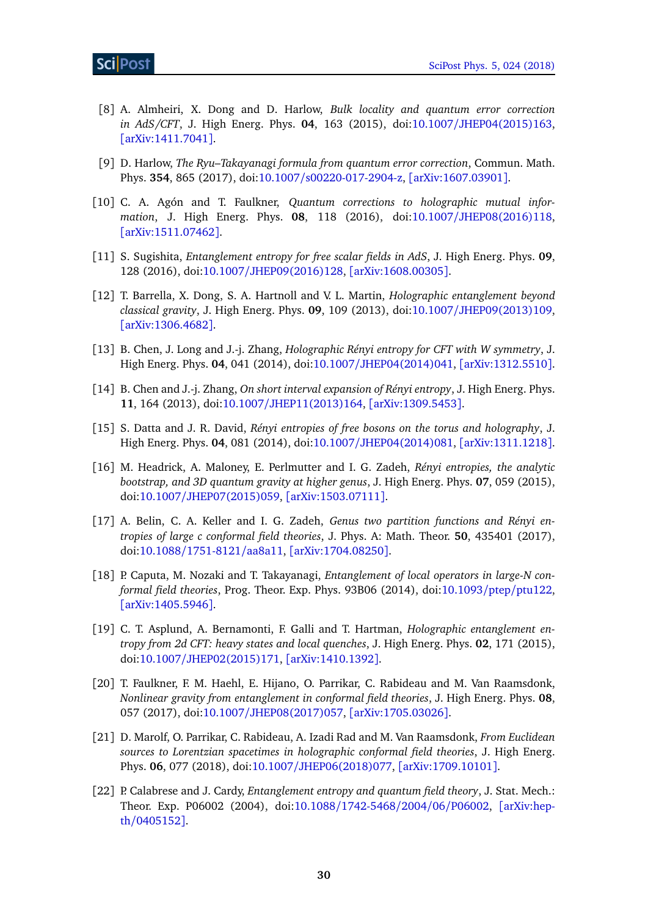[8] A. Almheiri, X. Dong and D. Harlow, *Bulk locality and quantum error correction in AdS/CFT*, J. High Energ. Phys. **04**, 163 (2015), doi:10.1007/JHEP04(2015)163, [arXiv:1411.7041].

[9] D. Harlow, *The Ryu–Takayanagi formula from quantum error correction*, Commun. Math. Phys. **354**, 865 (2017), doi:10.1007/s00220-017-2904-z, [arXiv:1607.03901].

[10] C. A. Agón and T. Faulkner, *Quantum corrections to holographic mutual information*, J. High Energ. Phys. **08**, 118 (2016), doi:10.1007/JHEP08(2016)118, [arXiv:1511.07462].

[11] S. Sugishita, *Entanglement entropy for free scalar fields in AdS*, J. High Energ. Phys. **09**, 128 (2016), doi:10.1007/JHEP09(2016)128, [arXiv:1608.00305].

[12] T. Barrella, X. Dong, S. A. Hartnoll and V. L. Martin, *Holographic entanglement beyond classical gravity*, J. High Energ. Phys. **09**, 109 (2013), doi:10.1007/JHEP09(2013)109, [arXiv:1306.4682].

[13] B. Chen, J. Long and J.-j. Zhang, *Holographic Rényi entropy for CFT with W symmetry*, J. High Energ. Phys. **04**, 041 (2014), doi:10.1007/JHEP04(2014)041, [arXiv:1312.5510].

[14] B. Chen and J.-j. Zhang, *On short interval expansion of Rényi entropy*, J. High Energ. Phys. **11**, 164 (2013), doi:10.1007/JHEP11(2013)164, [arXiv:1309.5453].

[15] S. Datta and J. R. David, *Rényi entropies of free bosons on the torus and holography*, J. High Energ. Phys. **04**, 081 (2014), doi:10.1007/JHEP04(2014)081, [arXiv:1311.1218].

[16] M. Headrick, A. Maloney, E. Perlmutter and I. G. Zadeh, *Rényi entropies, the analytic bootstrap, and 3D quantum gravity at higher genus*, J. High Energ. Phys. **07**, 059 (2015), doi:10.1007/JHEP07(2015)059, [arXiv:1503.07111].

[17] A. Belin, C. A. Keller and I. G. Zadeh, *Genus two partition functions and Rényi entropies of large c conformal field theories*, J. Phys. A: Math. Theor. **50**, 435401 (2017), doi:10.1088/1751-8121/aa8a11, [arXiv:1704.08250].

[18] P. Caputa, M. Nozaki and T. Takayanagi, *Entanglement of local operators in large-N conformal field theories*, Prog. Theor. Exp. Phys. 93B06 (2014), doi:10.1093/ptep/ptu122, [arXiv:1405.5946].

[19] C. T. Asplund, A. Bernamonti, F. Galli and T. Hartman, *Holographic entanglement entropy from 2d CFT: heavy states and local quenches*, J. High Energ. Phys. **02**, 171 (2015), doi:10.1007/JHEP02(2015)171, [arXiv:1410.1392].

[20] T. Faulkner, F. M. Haehl, E. Hijano, O. Parrikar, C. Rabideau and M. Van Raamsdonk, *Nonlinear gravity from entanglement in conformal field theories*, J. High Energ. Phys. **08**, 057 (2017), doi:10.1007/JHEP08(2017)057, [arXiv:1705.03026].

[21] D. Marolf, O. Parrikar, C. Rabideau, A. Izadi Rad and M. Van Raamsdonk, *From Euclidean sources to Lorentzian spacetimes in holographic conformal field theories*, J. High Energ. Phys. **06**, 077 (2018), doi:10.1007/JHEP06(2018)077, [arXiv:1709.10101].

[22] P. Calabrese and J. Cardy, *Entanglement entropy and quantum field theory*, J. Stat. Mech.: Theor. Exp. P06002 (2004), doi:10.1088/1742-5468/2004/06/P06002, [arXiv:hep-th/0405152].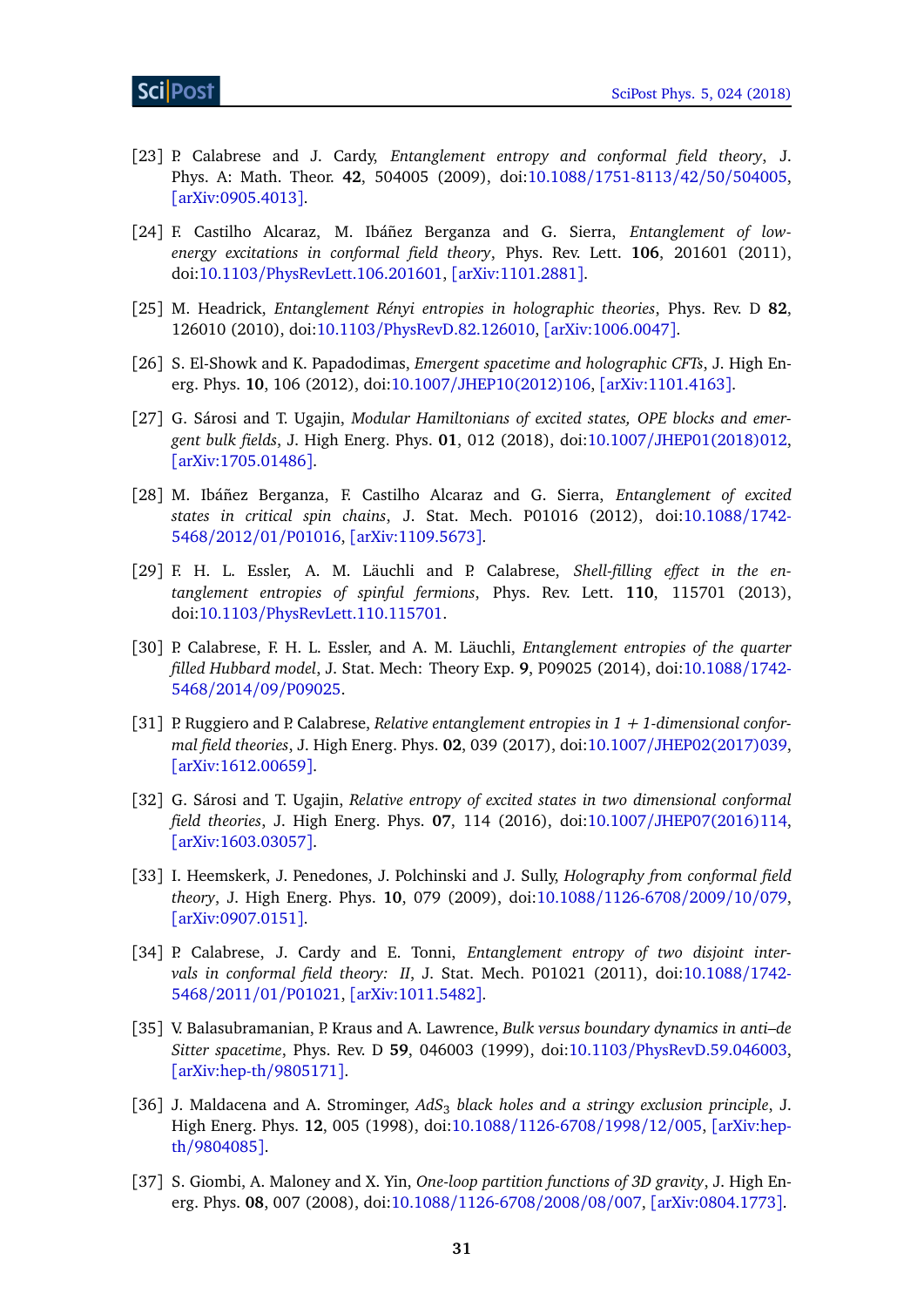[23] P. Calabrese and J. Cardy, *Entanglement entropy and conformal field theory*, J. Phys. A: Math. Theor. **42**, 504005 (2009), doi:10.1088/1751-8113/42/50/504005, [arXiv:0905.4013].

[24] F. Castilho Alcaraz, M. Ibáñez Berganza and G. Sierra, *Entanglement of low-energy excitations in conformal field theory*, Phys. Rev. Lett. **106**, 201601 (2011), doi:10.1103/PhysRevLett.106.201601, [arXiv:1101.2881].

[25] M. Headrick, *Entanglement Rényi entropies in holographic theories*, Phys. Rev. D **82**, 126010 (2010), doi:10.1103/PhysRevD.82.126010, [arXiv:1006.0047].

[26] S. El-Showk and K. Papadodimas, *Emergent spacetime and holographic CFTs*, J. High Energ. Phys. **10**, 106 (2012), doi:10.1007/JHEP10(2012)106, [arXiv:1101.4163].

[27] G. Sárosi and T. Ugajin, *Modular Hamiltonians of excited states, OPE blocks and emergent bulk fields*, J. High Energ. Phys. **01**, 012 (2018), doi:10.1007/JHEP01(2018)012, [arXiv:1705.01486].

[28] M. Ibáñez Berganza, F. Castilho Alcaraz and G. Sierra, *Entanglement of excited states in critical spin chains*, J. Stat. Mech. P01016 (2012), doi:10.1088/1742-5468/2012/01/P01016, [arXiv:1109.5673].

[29] F. H. L. Essler, A. M. Läuchli and P. Calabrese, *Shell-filling effect in the entanglement entropies of spinful fermions*, Phys. Rev. Lett. **110**, 115701 (2013), doi:10.1103/PhysRevLett.110.115701.

[30] P. Calabrese, F. H. L. Essler, and A. M. Läuchli, *Entanglement entropies of the quarter filled Hubbard model*, J. Stat. Mech: Theory Exp. **9**, P09025 (2014), doi:10.1088/1742-5468/2014/09/P09025.

[31] P. Ruggiero and P. Calabrese, *Relative entanglement entropies in 1 + 1-dimensional conformal field theories*, J. High Energ. Phys. **02**, 039 (2017), doi:10.1007/JHEP02(2017)039, [arXiv:1612.00659].

[32] G. Sárosi and T. Ugajin, *Relative entropy of excited states in two dimensional conformal field theories*, J. High Energ. Phys. **07**, 114 (2016), doi:10.1007/JHEP07(2016)114, [arXiv:1603.03057].

[33] I. Heemskerk, J. Penedones, J. Polchinski and J. Sully, *Holography from conformal field theory*, J. High Energ. Phys. **10**, 079 (2009), doi:10.1088/1126-6708/2009/10/079, [arXiv:0907.0151].

[34] P. Calabrese, J. Cardy and E. Tonni, *Entanglement entropy of two disjoint intervals in conformal field theory: II*, J. Stat. Mech. P01021 (2011), doi:10.1088/1742-5468/2011/01/P01021, [arXiv:1011.5482].

[35] V. Balasubramanian, P. Kraus and A. Lawrence, *Bulk versus boundary dynamics in anti–de Sitter spacetime*, Phys. Rev. D **59**, 046003 (1999), doi:10.1103/PhysRevD.59.046003, [arXiv:hep-th/9805171].

[36] J. Maldacena and A. Strominger, *$AdS_3$ black holes and a stringy exclusion principle*, J. High Energ. Phys. **12**, 005 (1998), doi:10.1088/1126-6708/1998/12/005, [arXiv:hep-th/9804085].

[37] S. Giombi, A. Maloney and X. Yin, *One-loop partition functions of 3D gravity*, J. High Energ. Phys. **08**, 007 (2008), doi:10.1088/1126-6708/2008/08/007, [arXiv:0804.1773].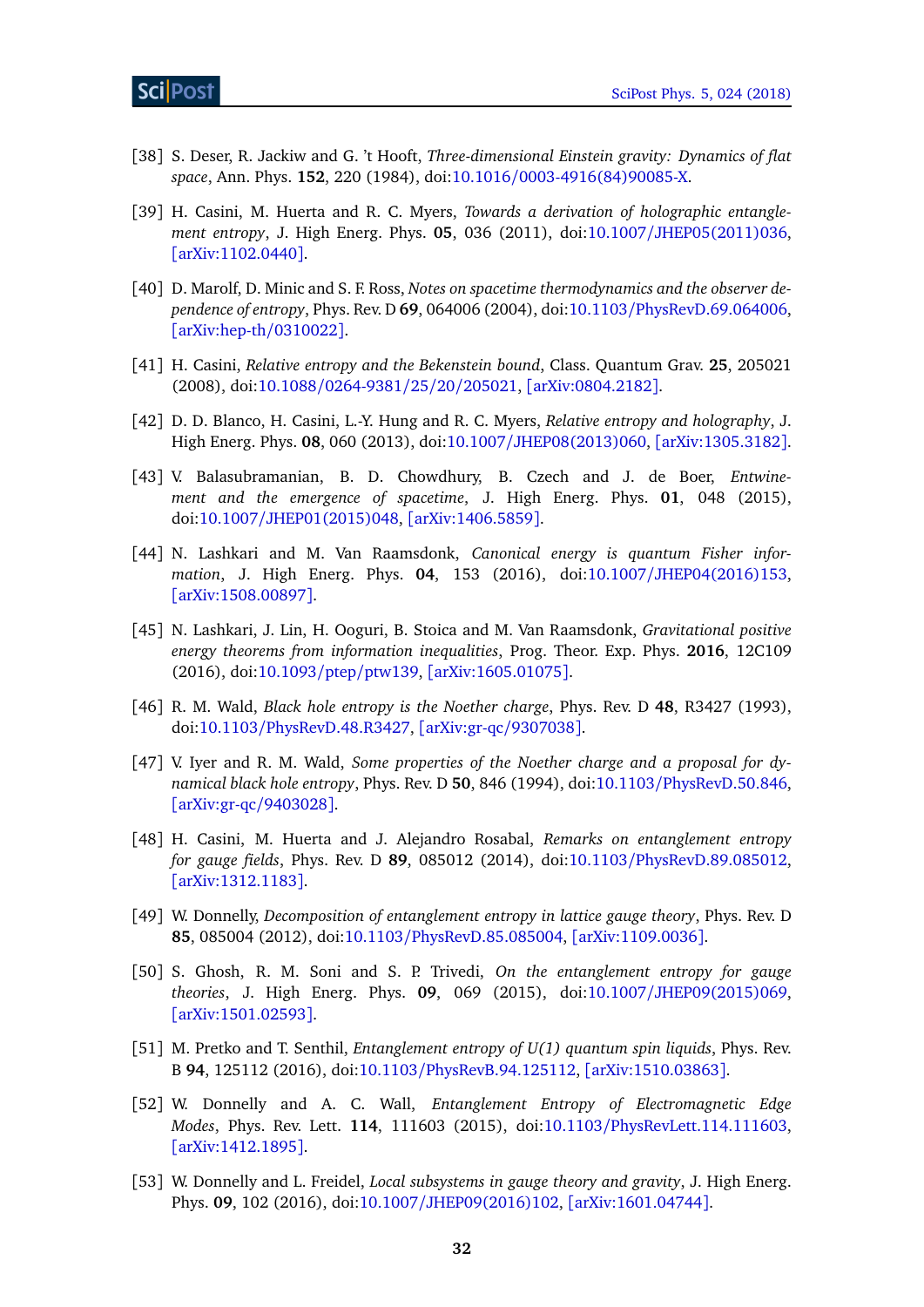[38] S. Deser, R. Jackiw and G. 't Hooft, *Three-dimensional Einstein gravity: Dynamics of flat space*, Ann. Phys. **152**, 220 (1984), doi:10.1016/0003-4916(84)90085-X.

[39] H. Casini, M. Huerta and R. C. Myers, *Towards a derivation of holographic entanglement entropy*, J. High Energ. Phys. **05**, 036 (2011), doi:10.1007/JHEP05(2011)036, [arXiv:1102.0440].

[40] D. Marolf, D. Minic and S. F. Ross, *Notes on spacetime thermodynamics and the observer dependence of entropy*, Phys. Rev. D **69**, 064006 (2004), doi:10.1103/PhysRevD.69.064006, [arXiv:hep-th/0310022].

[41] H. Casini, *Relative entropy and the Bekenstein bound*, Class. Quantum Grav. **25**, 205021 (2008), doi:10.1088/0264-9381/25/20/205021, [arXiv:0804.2182].

[42] D. D. Blanco, H. Casini, L.-Y. Hung and R. C. Myers, *Relative entropy and holography*, J. High Energ. Phys. **08**, 060 (2013), doi:10.1007/JHEP08(2013)060, [arXiv:1305.3182].

[43] V. Balasubramanian, B. D. Chowdhury, B. Czech and J. de Boer, *Entwinement and the emergence of spacetime*, J. High Energ. Phys. **01**, 048 (2015), doi:10.1007/JHEP01(2015)048, [arXiv:1406.5859].

[44] N. Lashkari and M. Van Raamsdonk, *Canonical energy is quantum Fisher information*, J. High Energ. Phys. **04**, 153 (2016), doi:10.1007/JHEP04(2016)153, [arXiv:1508.00897].

[45] N. Lashkari, J. Lin, H. Ooguri, B. Stoica and M. Van Raamsdonk, *Gravitational positive energy theorems from information inequalities*, Prog. Theor. Exp. Phys. **2016**, 12C109 (2016), doi:10.1093/ptep/ptw139, [arXiv:1605.01075].

[46] R. M. Wald, *Black hole entropy is the Noether charge*, Phys. Rev. D **48**, R3427 (1993), doi:10.1103/PhysRevD.48.R3427, [arXiv:gr-qc/9307038].

[47] V. Iyer and R. M. Wald, *Some properties of the Noether charge and a proposal for dynamical black hole entropy*, Phys. Rev. D **50**, 846 (1994), doi:10.1103/PhysRevD.50.846, [arXiv:gr-qc/9403028].

[48] H. Casini, M. Huerta and J. Alejandro Rosabal, *Remarks on entanglement entropy for gauge fields*, Phys. Rev. D **89**, 085012 (2014), doi:10.1103/PhysRevD.89.085012, [arXiv:1312.1183].

[49] W. Donnelly, *Decomposition of entanglement entropy in lattice gauge theory*, Phys. Rev. D **85**, 085004 (2012), doi:10.1103/PhysRevD.85.085004, [arXiv:1109.0036].

[50] S. Ghosh, R. M. Soni and S. P. Trivedi, *On the entanglement entropy for gauge theories*, J. High Energ. Phys. **09**, 069 (2015), doi:10.1007/JHEP09(2015)069, [arXiv:1501.02593].

[51] M. Pretko and T. Senthil, *Entanglement entropy of U(1) quantum spin liquids*, Phys. Rev. B **94**, 125112 (2016), doi:10.1103/PhysRevB.94.125112, [arXiv:1510.03863].

[52] W. Donnelly and A. C. Wall, *Entanglement Entropy of Electromagnetic Edge Modes*, Phys. Rev. Lett. **114**, 111603 (2015), doi:10.1103/PhysRevLett.114.111603, [arXiv:1412.1895].

[53] W. Donnelly and L. Freidel, *Local subsystems in gauge theory and gravity*, J. High Energ. Phys. **09**, 102 (2016), doi:10.1007/JHEP09(2016)102, [arXiv:1601.04744].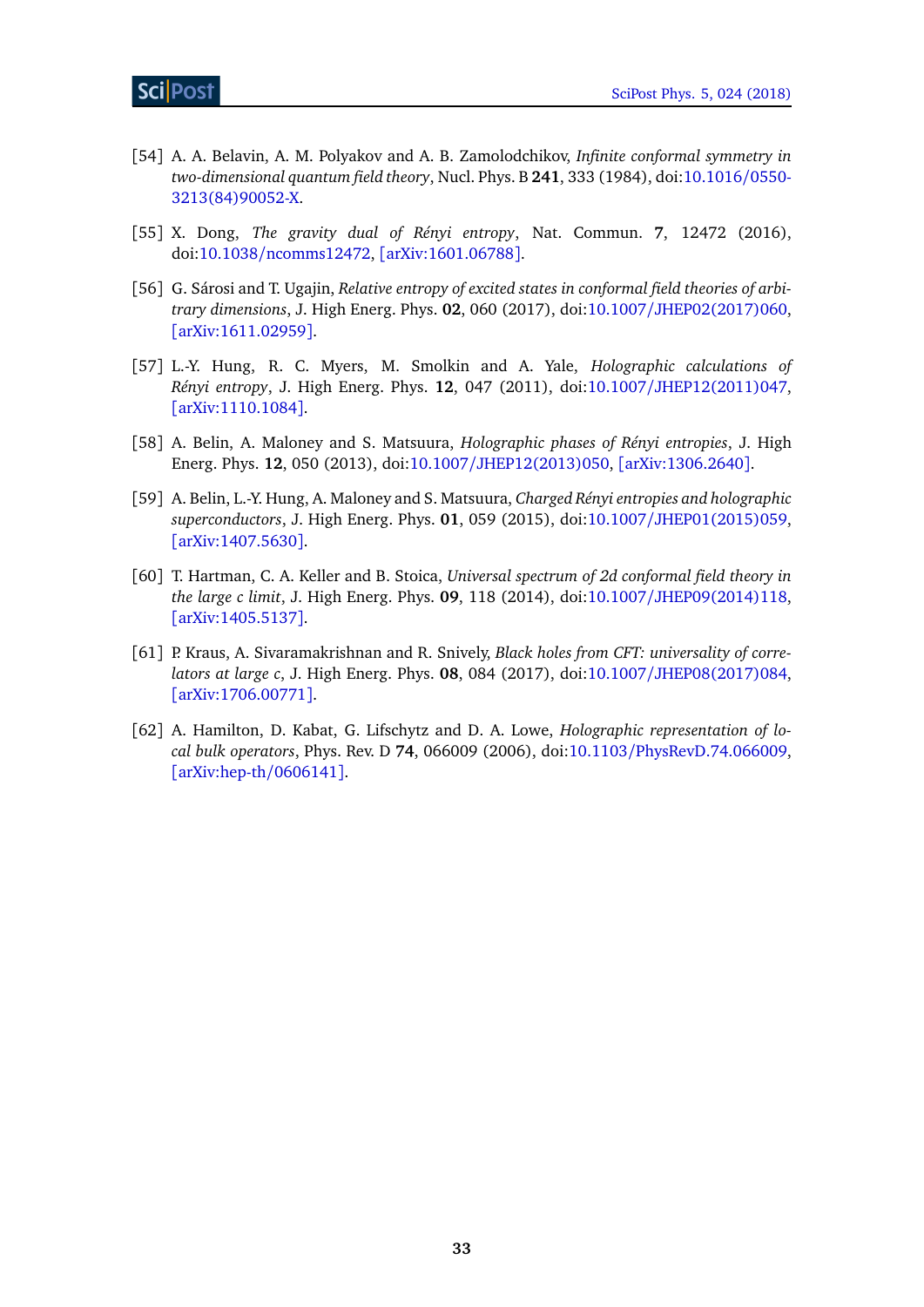[54] A. A. Belavin, A. M. Polyakov and A. B. Zamolodchikov, *Infinite conformal symmetry in two-dimensional quantum field theory*, Nucl. Phys. B **241**, 333 (1984), doi:10.1016/0550-3213(84)90052-X.

[55] X. Dong, *The gravity dual of Rényi entropy*, Nat. Commun. **7**, 12472 (2016), doi:10.1038/ncomms12472, [arXiv:1601.06788].

[56] G. Sárosi and T. Ugajin, *Relative entropy of excited states in conformal field theories of arbitrary dimensions*, J. High Energ. Phys. **02**, 060 (2017), doi:10.1007/JHEP02(2017)060, [arXiv:1611.02959].

[57] L.-Y. Hung, R. C. Myers, M. Smolkin and A. Yale, *Holographic calculations of Rényi entropy*, J. High Energ. Phys. **12**, 047 (2011), doi:10.1007/JHEP12(2011)047, [arXiv:1110.1084].

[58] A. Belin, A. Maloney and S. Matsuura, *Holographic phases of Rényi entropies*, J. High Energ. Phys. **12**, 050 (2013), doi:10.1007/JHEP12(2013)050, [arXiv:1306.2640].

[59] A. Belin, L.-Y. Hung, A. Maloney and S. Matsuura, *Charged Rényi entropies and holographic superconductors*, J. High Energ. Phys. **01**, 059 (2015), doi:10.1007/JHEP01(2015)059, [arXiv:1407.5630].

[60] T. Hartman, C. A. Keller and B. Stoica, *Universal spectrum of 2d conformal field theory in the large c limit*, J. High Energ. Phys. **09**, 118 (2014), doi:10.1007/JHEP09(2014)118, [arXiv:1405.5137].

[61] P. Kraus, A. Sivaramakrishnan and R. Snively, *Black holes from CFT: universality of correlators at large c*, J. High Energ. Phys. **08**, 084 (2017), doi:10.1007/JHEP08(2017)084, [arXiv:1706.00771].

[62] A. Hamilton, D. Kabat, G. Lifschytz and D. A. Lowe, *Holographic representation of local bulk operators*, Phys. Rev. D **74**, 066009 (2006), doi:10.1103/PhysRevD.74.066009, [arXiv:hep-th/0606141].